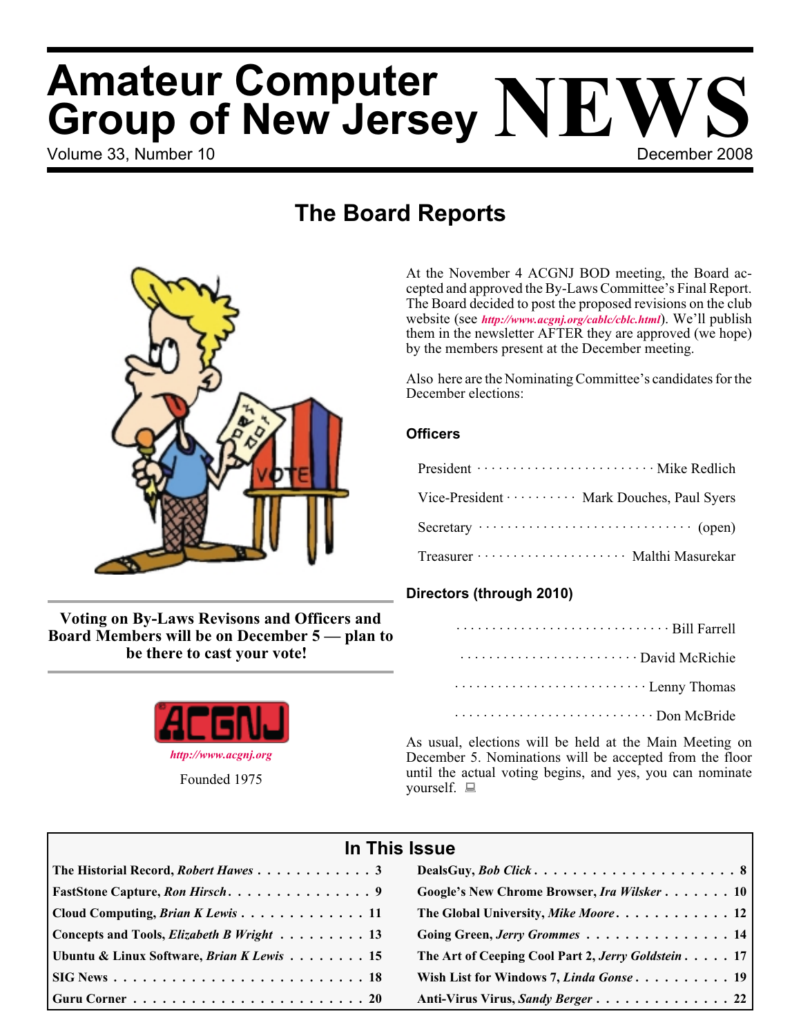# Amateur Computer Group of New Jersey NEWS

Volume 33, Number 10 — December 2008

## The Board Reports

**Voting on By-Laws Revisons and Officers and Board Members will be on December 5 — plan to be there to cast your vote!**

ACGNJ

*http://www.acgnj.org*

Founded 1975

At the November 4 ACGNJ BOD meeting, the Board accepted and approved the By-Laws Committee's Final Report. The Board decided to post the proposed revisions on the club website (see *http://www.acgnj.org/cablc/cblc.html*). We'll publish them in the newsletter AFTER they are approved (we hope) by the members present at the December meeting.

Also here are the Nominating Committee's candidates for the December elections:

### Officers

| | |
|---|---|
| President | Mike Redlich |
| Vice-President | Mark Douches, Paul Syers |
| Secretary | (open) |
| Treasurer | Malthi Masurekar |

### Directors (through 2010)

- Bill Farrell
- David McRichie
- Lenny Thomas
- Don McBride

As usual, elections will be held at the Main Meeting on December 5. Nominations will be accepted from the floor until the actual voting begins, and yes, you can nominate yourself.

## In This Issue

| | |
|---|---|
| **The Historial Record, *Robert Hawes*** . . . 3 | **DealsGuy, *Bob Click*** . . . 8 |
| **FastStone Capture, *Ron Hirsch*** . . . 9 | **Google's New Chrome Browser, *Ira Wilsker*** . . . 10 |
| **Cloud Computing, *Brian K Lewis*** . . . 11 | **The Global University, *Mike Moore*** . . . 12 |
| **Concepts and Tools, *Elizabeth B Wright*** . . . 13 | **Going Green, *Jerry Grommes*** . . . 14 |
| **Ubuntu & Linux Software, *Brian K Lewis*** . . . 15 | **The Art of Ceeping Cool Part 2, *Jerry Goldstein*** . . . 17 |
| **SIG News** . . . 18 | **Wish List for Windows 7, *Linda Gonse*** . . . 19 |
| **Guru Corner** . . . 20 | **Anti-Virus Virus, *Sandy Berger*** . . . 22 |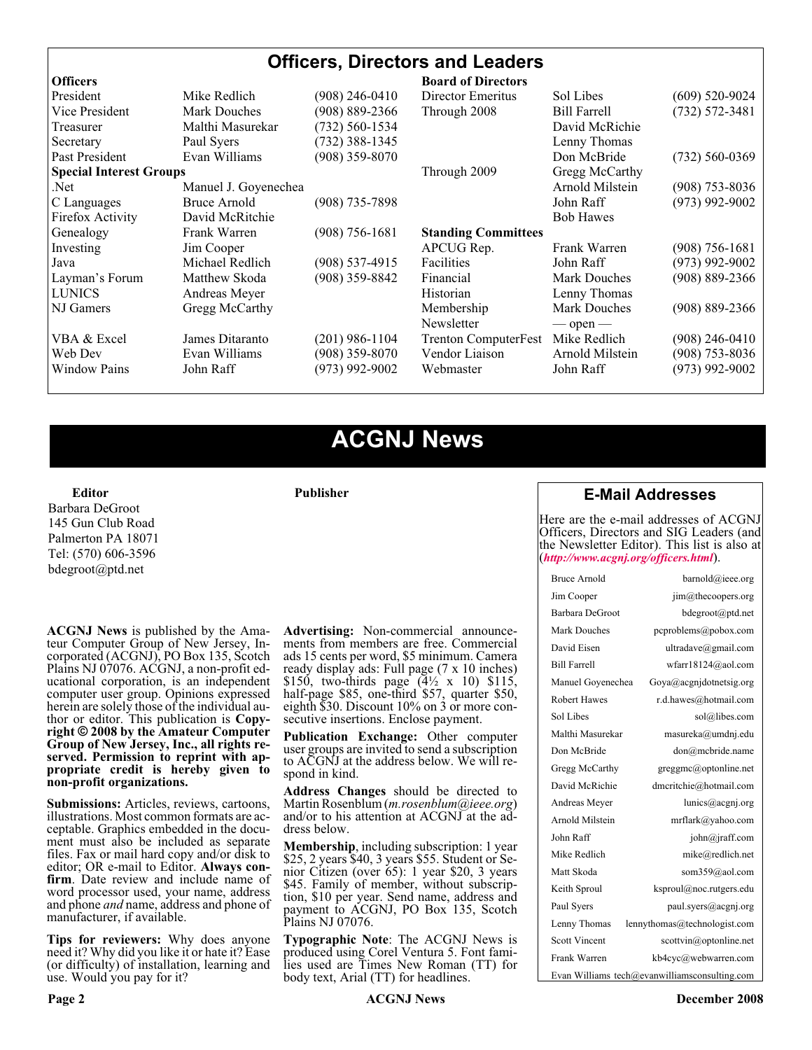## Officers, Directors and Leaders

| Officers | | | Board of Directors | | |
|---|---|---|---|---|---|
| President | Mike Redlich | (908) 246-0410 | Director Emeritus | Sol Libes | (609) 520-9024 |
| Vice President | Mark Douches | (908) 889-2366 | Through 2008 | Bill Farrell | (732) 572-3481 |
| Treasurer | Malthi Masurekar | (732) 560-1534 | | David McRichie | |
| Secretary | Paul Syers | (732) 388-1345 | | Lenny Thomas | |
| Past President | Evan Williams | (908) 359-8070 | | Don McBride | (732) 560-0369 |
| **Special Interest Groups** | | | Through 2009 | Gregg McCarthy | |
| .Net | Manuel J. Goyenechea | | | Arnold Milstein | (908) 753-8036 |
| C Languages | Bruce Arnold | (908) 735-7898 | | John Raff | (973) 992-9002 |
| Firefox Activity | David McRitchie | | | Bob Hawes | |
| Genealogy | Frank Warren | (908) 756-1681 | **Standing Committees** | | |
| Investing | Jim Cooper | | APCUG Rep. | Frank Warren | (908) 756-1681 |
| Java | Michael Redlich | (908) 537-4915 | Facilities | John Raff | (973) 992-9002 |
| Layman's Forum | Matthew Skoda | (908) 359-8842 | Financial | Mark Douches | (908) 889-2366 |
| LUNICS | Andreas Meyer | | Historian | Lenny Thomas | |
| NJ Gamers | Gregg McCarthy | | Membership | Mark Douches | (908) 889-2366 |
| | | | Newsletter | — open — | |
| VBA & Excel | James Ditaranto | (201) 986-1104 | Trenton ComputerFest | Mike Redlich | (908) 246-0410 |
| Web Dev | Evan Williams | (908) 359-8070 | Vendor Liaison | Arnold Milstein | (908) 753-8036 |
| Window Pains | John Raff | (973) 992-9002 | Webmaster | John Raff | (973) 992-9002 |

# ACGNJ News

**Editor**
Barbara DeGroot
145 Gun Club Road
Palmerton PA 18071
Tel: (570) 606-3596
bdegroot@ptd.net

**Publisher**

**ACGNJ News** is published by the Amateur Computer Group of New Jersey, Incorporated (ACGNJ), PO Box 135, Scotch Plains NJ 07076. ACGNJ, a non-profit educational corporation, is an independent computer user group. Opinions expressed herein are solely those of the individual author or editor. This publication is **Copyright © 2008 by the Amateur Computer Group of New Jersey, Inc., all rights reserved. Permission to reprint with appropriate credit is hereby given to non-profit organizations.**

**Submissions:** Articles, reviews, cartoons, illustrations. Most common formats are acceptable. Graphics embedded in the document must also be included as separate files. Fax or mail hard copy and/or disk to editor; OR e-mail to Editor. **Always confirm**. Date review and include name of word processor used, your name, address and phone *and* name, address and phone of manufacturer, if available.

**Tips for reviewers:** Why does anyone need it? Why did you like it or hate it? Ease (or difficulty) of installation, learning and use. Would you pay for it?

**Advertising:** Non-commercial announcements from members are free. Commercial ads 15 cents per word, $5 minimum. Camera ready display ads: Full page (7 x 10 inches) $150, two-thirds page (4½ x 10) $115, half-page $85, one-third $57, quarter $50, eighth $30. Discount 10% on 3 or more consecutive insertions. Enclose payment.

**Publication Exchange:** Other computer user groups are invited to send a subscription to ACGNJ at the address below. We will respond in kind.

**Address Changes** should be directed to Martin Rosenblum (*m.rosenblum@ieee.org*) and/or to his attention at ACGNJ at the address below.

**Membership**, including subscription: 1 year $25, 2 years $40, 3 years $55. Student or Senior Citizen (over 65): 1 year $20, 3 years $45. Family of member, without subscription, $10 per year. Send name, address and payment to ACGNJ, PO Box 135, Scotch Plains NJ 07076.

**Typographic Note**: The ACGNJ News is produced using Corel Ventura 5. Font families used are Times New Roman (TT) for body text, Arial (TT) for headlines.

## E-Mail Addresses

Here are the e-mail addresses of ACGNJ Officers, Directors and SIG Leaders (and the Newsletter Editor). This list is also at (***http://www.acgnj.org/officers.html***).

| Name | E-mail |
|---|---|
| Bruce Arnold | barnold@ieee.org |
| Jim Cooper | jim@thecoopers.org |
| Barbara DeGroot | bdegroot@ptd.net |
| Mark Douches | pcproblems@pobox.com |
| David Eisen | ultradave@gmail.com |
| Bill Farrell | wfarr18124@aol.com |
| Manuel Goyenechea | Goya@acgnjdotnetsig.org |
| Robert Hawes | r.d.hawes@hotmail.com |
| Sol Libes | sol@libes.com |
| Malthi Masurekar | masureka@umdnj.edu |
| Don McBride | don@mcbride.name |
| Gregg McCarthy | greggmc@optonline.net |
| David McRichie | dmcritchie@hotmail.com |
| Andreas Meyer | lunics@acgnj.org |
| Arnold Milstein | mrflark@yahoo.com |
| John Raff | john@jraff.com |
| Mike Redlich | mike@redlich.net |
| Matt Skoda | som359@aol.com |
| Keith Sproul | ksproul@noc.rutgers.edu |
| Paul Syers | paul.syers@acgnj.org |
| Lenny Thomas | lennythomas@technologist.com |
| Scott Vincent | scottvin@optonline.net |
| Frank Warren | kb4cyc@webwarren.com |
| Evan Williams | tech@evanwilliamsconsulting.com |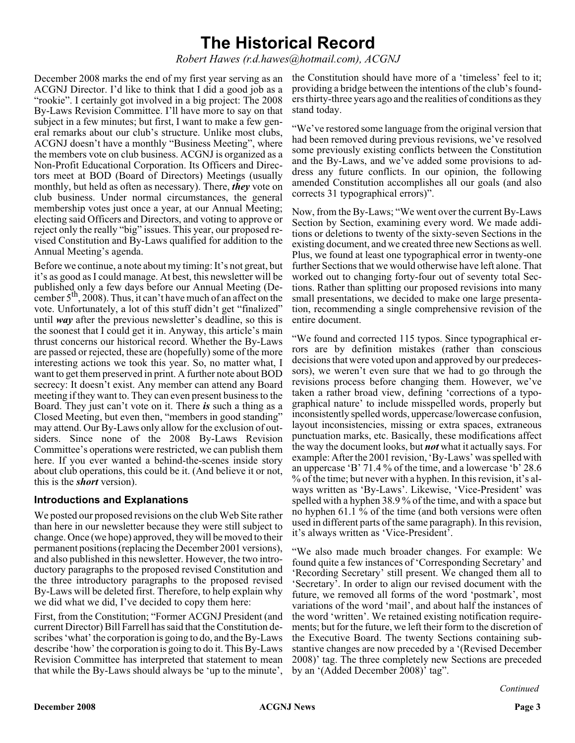# The Historical Record

*Robert Hawes (r.d.hawes@hotmail.com), ACGNJ*

December 2008 marks the end of my first year serving as an ACGNJ Director. I'd like to think that I did a good job as a "rookie". I certainly got involved in a big project: The 2008 By-Laws Revision Committee. I'll have more to say on that subject in a few minutes; but first, I want to make a few general remarks about our club's structure. Unlike most clubs, ACGNJ doesn't have a monthly "Business Meeting", where the members vote on club business. ACGNJ is organized as a Non-Profit Educational Corporation. Its Officers and Directors meet at BOD (Board of Directors) Meetings (usually monthly, but held as often as necessary). There, ***they*** vote on club business. Under normal circumstances, the general membership votes just once a year, at our Annual Meeting; electing said Officers and Directors, and voting to approve or reject only the really "big" issues. This year, our proposed revised Constitution and By-Laws qualified for addition to the Annual Meeting's agenda.

Before we continue, a note about my timing: It's not great, but it's as good as I could manage. At best, this newsletter will be published only a few days before our Annual Meeting (December 5th, 2008). Thus, it can't have much of an affect on the vote. Unfortunately, a lot of this stuff didn't get "finalized" until ***way*** after the previous newsletter's deadline, so this is the soonest that I could get it in. Anyway, this article's main thrust concerns our historical record. Whether the By-Laws are passed or rejected, these are (hopefully) some of the more interesting actions we took this year. So, no matter what, I want to get them preserved in print. A further note about BOD secrecy: It doesn't exist. Any member can attend any Board meeting if they want to. They can even present business to the Board. They just can't vote on it. There ***is*** such a thing as a Closed Meeting, but even then, "members in good standing" may attend. Our By-Laws only allow for the exclusion of outsiders. Since none of the 2008 By-Laws Revision Committee's operations were restricted, we can publish them here. If you ever wanted a behind-the-scenes inside story about club operations, this could be it. (And believe it or not, this is the ***short*** version).

### Introductions and Explanations

We posted our proposed revisions on the club Web Site rather than here in our newsletter because they were still subject to change. Once (we hope) approved, they will be moved to their permanent positions (replacing the December 2001 versions), and also published in this newsletter. However, the two introductory paragraphs to the proposed revised Constitution and the three introductory paragraphs to the proposed revised By-Laws will be deleted first. Therefore, to help explain why we did what we did, I've decided to copy them here:

First, from the Constitution; "Former ACGNJ President (and current Director) Bill Farrell has said that the Constitution describes 'what' the corporation is going to do, and the By-Laws describe 'how' the corporation is going to do it. This By-Laws Revision Committee has interpreted that statement to mean that while the By-Laws should always be 'up to the minute', the Constitution should have more of a 'timeless' feel to it; providing a bridge between the intentions of the club's founders thirty-three years ago and the realities of conditions as they stand today.

"We've restored some language from the original version that had been removed during previous revisions, we've resolved some previously existing conflicts between the Constitution and the By-Laws, and we've added some provisions to address any future conflicts. In our opinion, the following amended Constitution accomplishes all our goals (and also corrects 31 typographical errors)".

Now, from the By-Laws; "We went over the current By-Laws Section by Section, examining every word. We made additions or deletions to twenty of the sixty-seven Sections in the existing document, and we created three new Sections as well. Plus, we found at least one typographical error in twenty-one further Sections that we would otherwise have left alone. That worked out to changing forty-four out of seventy total Sections. Rather than splitting our proposed revisions into many small presentations, we decided to make one large presentation, recommending a single comprehensive revision of the entire document.

"We found and corrected 115 typos. Since typographical errors are by definition mistakes (rather than conscious decisions that were voted upon and approved by our predecessors), we weren't even sure that we had to go through the revisions process before changing them. However, we've taken a rather broad view, defining 'corrections of a typographical nature' to include misspelled words, properly but inconsistently spelled words, uppercase/lowercase confusion, layout inconsistencies, missing or extra spaces, extraneous punctuation marks, etc. Basically, these modifications affect the way the document looks, but ***not*** what it actually says. For example: After the 2001 revision, 'By-Laws' was spelled with an uppercase 'B' 71.4 % of the time, and a lowercase 'b' 28.6 % of the time; but never with a hyphen. In this revision, it's always written as 'By-Laws'. Likewise, 'Vice-President' was spelled with a hyphen 38.9 % of the time, and with a space but no hyphen 61.1 % of the time (and both versions were often used in different parts of the same paragraph). In this revision, it's always written as 'Vice-President'.

"We also made much broader changes. For example: We found quite a few instances of 'Corresponding Secretary' and 'Recording Secretary' still present. We changed them all to 'Secretary'. In order to align our revised document with the future, we removed all forms of the word 'postmark', most variations of the word 'mail', and about half the instances of the word 'written'. We retained existing notification requirements; but for the future, we left their form to the discretion of the Executive Board. The twenty Sections containing substantive changes are now preceded by a '(Revised December 2008)' tag. The three completely new Sections are preceded by an '(Added December 2008)' tag".

*Continued*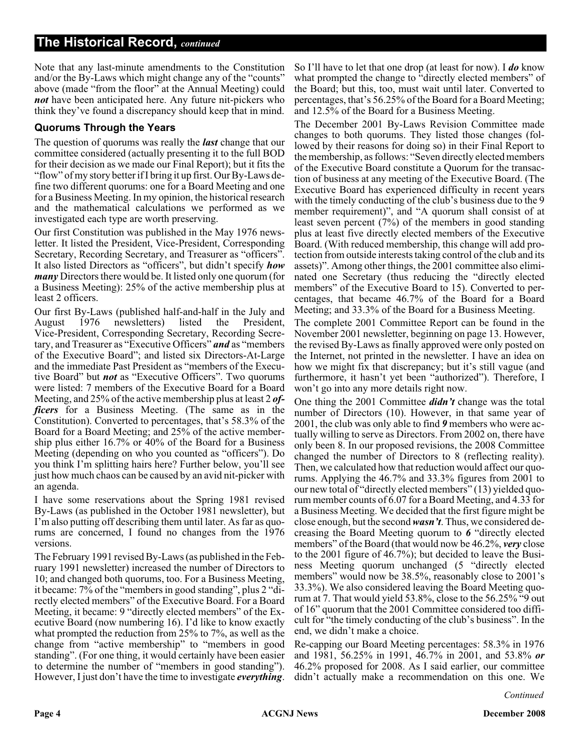## The Historical Record, *continued*

Note that any last-minute amendments to the Constitution and/or the By-Laws which might change any of the "counts" above (made "from the floor" at the Annual Meeting) could ***not*** have been anticipated here. Any future nit-pickers who think they've found a discrepancy should keep that in mind.

### Quorums Through the Years

The question of quorums was really the ***last*** change that our committee considered (actually presenting it to the full BOD for their decision as we made our Final Report); but it fits the "flow" of my story better if I bring it up first. Our By-Laws define two different quorums: one for a Board Meeting and one for a Business Meeting. In my opinion, the historical research and the mathematical calculations we performed as we investigated each type are worth preserving.

Our first Constitution was published in the May 1976 newsletter. It listed the President, Vice-President, Corresponding Secretary, Recording Secretary, and Treasurer as "officers". It also listed Directors as "officers", but didn't specify ***how many*** Directors there would be. It listed only one quorum (for a Business Meeting): 25% of the active membership plus at least 2 officers.

Our first By-Laws (published half-and-half in the July and August 1976 newsletters) listed the President, Vice-President, Corresponding Secretary, Recording Secretary, and Treasurer as "Executive Officers" ***and*** as "members of the Executive Board"; and listed six Directors-At-Large and the immediate Past President as "members of the Executive Board" but ***not*** as "Executive Officers". Two quorums were listed: 7 members of the Executive Board for a Board Meeting, and 25% of the active membership plus at least 2 ***officers*** for a Business Meeting. (The same as in the Constitution). Converted to percentages, that's 58.3% of the Board for a Board Meeting; and 25% of the active membership plus either 16.7% or 40% of the Board for a Business Meeting (depending on who you counted as "officers"). Do you think I'm splitting hairs here? Further below, you'll see just how much chaos can be caused by an avid nit-picker with an agenda.

I have some reservations about the Spring 1981 revised By-Laws (as published in the October 1981 newsletter), but I'm also putting off describing them until later. As far as quorums are concerned, I found no changes from the 1976 versions.

The February 1991 revised By-Laws (as published in the February 1991 newsletter) increased the number of Directors to 10; and changed both quorums, too. For a Business Meeting, it became: 7% of the "members in good standing", plus 2 "directly elected members" of the Executive Board. For a Board Meeting, it became: 9 "directly elected members" of the Executive Board (now numbering 16). I'd like to know exactly what prompted the reduction from 25% to 7%, as well as the change from "active membership" to "members in good standing". (For one thing, it would certainly have been easier to determine the number of "members in good standing"). However, I just don't have the time to investigate ***everything***. So I'll have to let that one drop (at least for now). I ***do*** know what prompted the change to "directly elected members" of the Board; but this, too, must wait until later. Converted to percentages, that's 56.25% of the Board for a Board Meeting; and 12.5% of the Board for a Business Meeting.

The December 2001 By-Laws Revision Committee made changes to both quorums. They listed those changes (followed by their reasons for doing so) in their Final Report to the membership, as follows: "Seven directly elected members of the Executive Board constitute a Quorum for the transaction of business at any meeting of the Executive Board. (The Executive Board has experienced difficulty in recent years with the timely conducting of the club's business due to the 9 member requirement)", and "A quorum shall consist of at least seven percent (7%) of the members in good standing plus at least five directly elected members of the Executive Board. (With reduced membership, this change will add protection from outside interests taking control of the club and its assets)". Among other things, the 2001 committee also eliminated one Secretary (thus reducing the "directly elected members" of the Executive Board to 15). Converted to percentages, that became 46.7% of the Board for a Board Meeting; and 33.3% of the Board for a Business Meeting.

The complete 2001 Committee Report can be found in the November 2001 newsletter, beginning on page 13. However, the revised By-Laws as finally approved were only posted on the Internet, not printed in the newsletter. I have an idea on how we might fix that discrepancy; but it's still vague (and furthermore, it hasn't yet been "authorized"). Therefore, I won't go into any more details right now.

One thing the 2001 Committee ***didn't*** change was the total number of Directors (10). However, in that same year of 2001, the club was only able to find ***9*** members who were actually willing to serve as Directors. From 2002 on, there have only been 8. In our proposed revisions, the 2008 Committee changed the number of Directors to 8 (reflecting reality). Then, we calculated how that reduction would affect our quorums. Applying the 46.7% and 33.3% figures from 2001 to our new total of "directly elected members" (13) yielded quorum member counts of 6.07 for a Board Meeting, and 4.33 for a Business Meeting. We decided that the first figure might be close enough, but the second ***wasn't***. Thus, we considered decreasing the Board Meeting quorum to ***6*** "directly elected members" of the Board (that would now be 46.2%, ***very*** close to the 2001 figure of 46.7%); but decided to leave the Business Meeting quorum unchanged (5 "directly elected members" would now be 38.5%, reasonably close to 2001's 33.3%). We also considered leaving the Board Meeting quorum at 7. That would yield 53.8%, close to the 56.25% "9 out of 16" quorum that the 2001 Committee considered too difficult for "the timely conducting of the club's business". In the end, we didn't make a choice.

Re-capping our Board Meeting percentages: 58.3% in 1976 and 1981, 56.25% in 1991, 46.7% in 2001, and 53.8% ***or*** 46.2% proposed for 2008. As I said earlier, our committee didn't actually make a recommendation on this one. We

*Continued*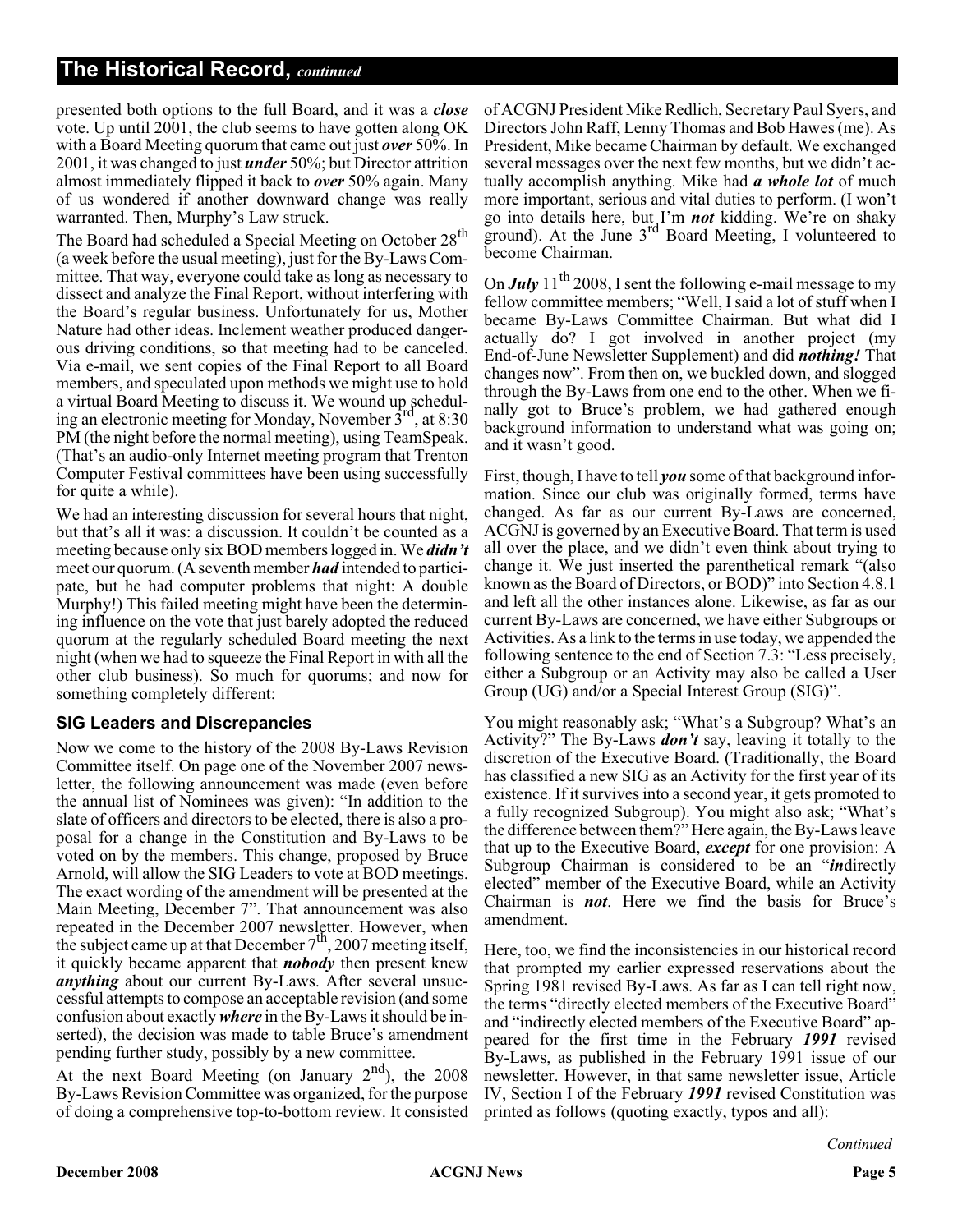## The Historical Record, *continued*

presented both options to the full Board, and it was a ***close*** vote. Up until 2001, the club seems to have gotten along OK with a Board Meeting quorum that came out just ***over*** 50%. In 2001, it was changed to just ***under*** 50%; but Director attrition almost immediately flipped it back to ***over*** 50% again. Many of us wondered if another downward change was really warranted. Then, Murphy's Law struck.

The Board had scheduled a Special Meeting on October 28th (a week before the usual meeting), just for the By-Laws Committee. That way, everyone could take as long as necessary to dissect and analyze the Final Report, without interfering with the Board's regular business. Unfortunately for us, Mother Nature had other ideas. Inclement weather produced dangerous driving conditions, so that meeting had to be canceled. Via e-mail, we sent copies of the Final Report to all Board members, and speculated upon methods we might use to hold a virtual Board Meeting to discuss it. We wound up scheduling an electronic meeting for Monday, November 3rd, at 8:30 PM (the night before the normal meeting), using TeamSpeak. (That's an audio-only Internet meeting program that Trenton Computer Festival committees have been using successfully for quite a while).

We had an interesting discussion for several hours that night, but that's all it was: a discussion. It couldn't be counted as a meeting because only six BOD members logged in. We ***didn't*** meet our quorum. (A seventh member ***had*** intended to participate, but he had computer problems that night: A double Murphy!) This failed meeting might have been the determining influence on the vote that just barely adopted the reduced quorum at the regularly scheduled Board meeting the next night (when we had to squeeze the Final Report in with all the other club business). So much for quorums; and now for something completely different:

### SIG Leaders and Discrepancies

Now we come to the history of the 2008 By-Laws Revision Committee itself. On page one of the November 2007 newsletter, the following announcement was made (even before the annual list of Nominees was given): "In addition to the slate of officers and directors to be elected, there is also a proposal for a change in the Constitution and By-Laws to be voted on by the members. This change, proposed by Bruce Arnold, will allow the SIG Leaders to vote at BOD meetings. The exact wording of the amendment will be presented at the Main Meeting, December 7". That announcement was also repeated in the December 2007 newsletter. However, when the subject came up at that December 7th, 2007 meeting itself, it quickly became apparent that ***nobody*** then present knew ***anything*** about our current By-Laws. After several unsuccessful attempts to compose an acceptable revision (and some confusion about exactly ***where*** in the By-Laws it should be inserted), the decision was made to table Bruce's amendment pending further study, possibly by a new committee.

At the next Board Meeting (on January 2nd), the 2008 By-Laws Revision Committee was organized, for the purpose of doing a comprehensive top-to-bottom review. It consisted of ACGNJ President Mike Redlich, Secretary Paul Syers, and Directors John Raff, Lenny Thomas and Bob Hawes (me). As President, Mike became Chairman by default. We exchanged several messages over the next few months, but we didn't actually accomplish anything. Mike had ***a whole lot*** of much more important, serious and vital duties to perform. (I won't go into details here, but I'm ***not*** kidding. We're on shaky ground). At the June 3rd Board Meeting, I volunteered to become Chairman.

On ***July*** 11th 2008, I sent the following e-mail message to my fellow committee members; "Well, I said a lot of stuff when I became By-Laws Committee Chairman. But what did I actually do? I got involved in another project (my End-of-June Newsletter Supplement) and did ***nothing!*** That changes now". From then on, we buckled down, and slogged through the By-Laws from one end to the other. When we finally got to Bruce's problem, we had gathered enough background information to understand what was going on; and it wasn't good.

First, though, I have to tell ***you*** some of that background information. Since our club was originally formed, terms have changed. As far as our current By-Laws are concerned, ACGNJ is governed by an Executive Board. That term is used all over the place, and we didn't even think about trying to change it. We just inserted the parenthetical remark "(also known as the Board of Directors, or BOD)" into Section 4.8.1 and left all the other instances alone. Likewise, as far as our current By-Laws are concerned, we have either Subgroups or Activities. As a link to the terms in use today, we appended the following sentence to the end of Section 7.3: "Less precisely, either a Subgroup or an Activity may also be called a User Group (UG) and/or a Special Interest Group (SIG)".

You might reasonably ask; "What's a Subgroup? What's an Activity?" The By-Laws ***don't*** say, leaving it totally to the discretion of the Executive Board. (Traditionally, the Board has classified a new SIG as an Activity for the first year of its existence. If it survives into a second year, it gets promoted to a fully recognized Subgroup). You might also ask; "What's the difference between them?" Here again, the By-Laws leave that up to the Executive Board, ***except*** for one provision: A Subgroup Chairman is considered to be an "***in***directly elected" member of the Executive Board, while an Activity Chairman is ***not***. Here we find the basis for Bruce's amendment.

Here, too, we find the inconsistencies in our historical record that prompted my earlier expressed reservations about the Spring 1981 revised By-Laws. As far as I can tell right now, the terms "directly elected members of the Executive Board" and "indirectly elected members of the Executive Board" appeared for the first time in the February ***1991*** revised By-Laws, as published in the February 1991 issue of our newsletter. However, in that same newsletter issue, Article IV, Section I of the February ***1991*** revised Constitution was printed as follows (quoting exactly, typos and all):

*Continued*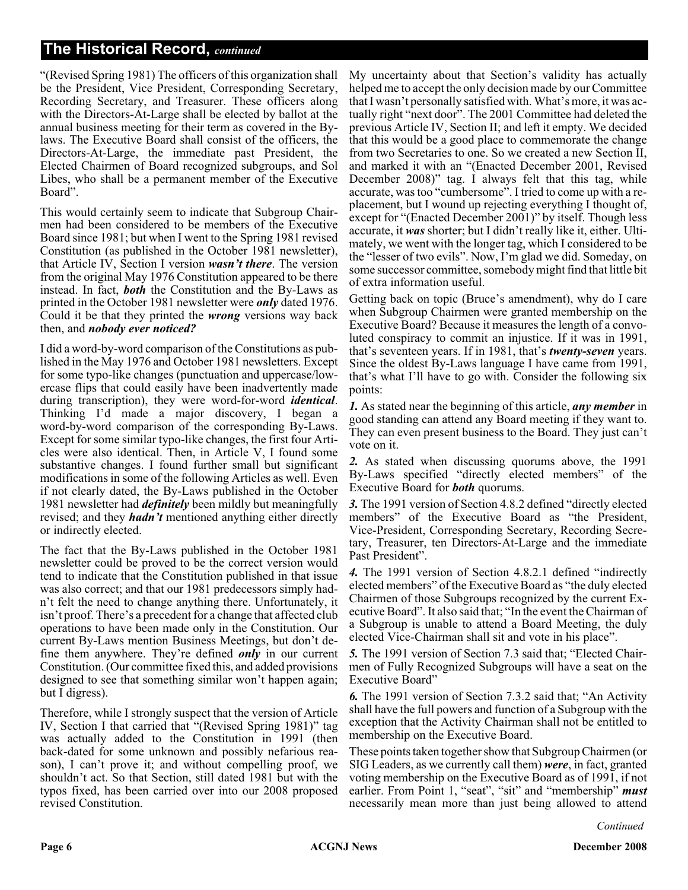## The Historical Record, *continued*

"(Revised Spring 1981) The officers of this organization shall be the President, Vice President, Corresponding Secretary, Recording Secretary, and Treasurer. These officers along with the Directors-At-Large shall be elected by ballot at the annual business meeting for their term as covered in the By-laws. The Executive Board shall consist of the officers, the Directors-At-Large, the immediate past President, the Elected Chairmen of Board recognized subgroups, and Sol Libes, who shall be a permanent member of the Executive Board".

This would certainly seem to indicate that Subgroup Chairmen had been considered to be members of the Executive Board since 1981; but when I went to the Spring 1981 revised Constitution (as published in the October 1981 newsletter), that Article IV, Section I version ***wasn't there***. The version from the original May 1976 Constitution appeared to be there instead. In fact, ***both*** the Constitution and the By-Laws as printed in the October 1981 newsletter were ***only*** dated 1976. Could it be that they printed the ***wrong*** versions way back then, and ***nobody ever noticed?***

I did a word-by-word comparison of the Constitutions as published in the May 1976 and October 1981 newsletters. Except for some typo-like changes (punctuation and uppercase/lowercase flips that could easily have been inadvertently made during transcription), they were word-for-word ***identical***. Thinking I'd made a major discovery, I began a word-by-word comparison of the corresponding By-Laws. Except for some similar typo-like changes, the first four Articles were also identical. Then, in Article V, I found some substantive changes. I found further small but significant modifications in some of the following Articles as well. Even if not clearly dated, the By-Laws published in the October 1981 newsletter had ***definitely*** been mildly but meaningfully revised; and they ***hadn't*** mentioned anything either directly or indirectly elected.

The fact that the By-Laws published in the October 1981 newsletter could be proved to be the correct version would tend to indicate that the Constitution published in that issue was also correct; and that our 1981 predecessors simply hadn't felt the need to change anything there. Unfortunately, it isn't proof. There's a precedent for a change that affected club operations to have been made only in the Constitution. Our current By-Laws mention Business Meetings, but don't define them anywhere. They're defined ***only*** in our current Constitution. (Our committee fixed this, and added provisions designed to see that something similar won't happen again; but I digress).

Therefore, while I strongly suspect that the version of Article IV, Section I that carried that "(Revised Spring 1981)" tag was actually added to the Constitution in 1991 (then back-dated for some unknown and possibly nefarious reason), I can't prove it; and without compelling proof, we shouldn't act. So that Section, still dated 1981 but with the typos fixed, has been carried over into our 2008 proposed revised Constitution.

My uncertainty about that Section's validity has actually helped me to accept the only decision made by our Committee that I wasn't personally satisfied with. What's more, it was actually right "next door". The 2001 Committee had deleted the previous Article IV, Section II; and left it empty. We decided that this would be a good place to commemorate the change from two Secretaries to one. So we created a new Section II, and marked it with an "(Enacted December 2001, Revised December 2008)" tag. I always felt that this tag, while accurate, was too "cumbersome". I tried to come up with a replacement, but I wound up rejecting everything I thought of, except for "(Enacted December 2001)" by itself. Though less accurate, it ***was*** shorter; but I didn't really like it, either. Ultimately, we went with the longer tag, which I considered to be the "lesser of two evils". Now, I'm glad we did. Someday, on some successor committee, somebody might find that little bit of extra information useful.

Getting back on topic (Bruce's amendment), why do I care when Subgroup Chairmen were granted membership on the Executive Board? Because it measures the length of a convoluted conspiracy to commit an injustice. If it was in 1991, that's seventeen years. If in 1981, that's ***twenty-seven*** years. Since the oldest By-Laws language I have came from 1991, that's what I'll have to go with. Consider the following six points:

***1.*** As stated near the beginning of this article, ***any member*** in good standing can attend any Board meeting if they want to. They can even present business to the Board. They just can't vote on it.

***2.*** As stated when discussing quorums above, the 1991 By-Laws specified "directly elected members" of the Executive Board for ***both*** quorums.

***3.*** The 1991 version of Section 4.8.2 defined "directly elected members" of the Executive Board as "the President, Vice-President, Corresponding Secretary, Recording Secretary, Treasurer, ten Directors-At-Large and the immediate Past President".

***4.*** The 1991 version of Section 4.8.2.1 defined "indirectly elected members" of the Executive Board as "the duly elected Chairmen of those Subgroups recognized by the current Executive Board". It also said that; "In the event the Chairman of a Subgroup is unable to attend a Board Meeting, the duly elected Vice-Chairman shall sit and vote in his place".

***5.*** The 1991 version of Section 7.3 said that; "Elected Chairmen of Fully Recognized Subgroups will have a seat on the Executive Board"

***6.*** The 1991 version of Section 7.3.2 said that; "An Activity shall have the full powers and function of a Subgroup with the exception that the Activity Chairman shall not be entitled to membership on the Executive Board.

These points taken together show that Subgroup Chairmen (or SIG Leaders, as we currently call them) ***were***, in fact, granted voting membership on the Executive Board as of 1991, if not earlier. From Point 1, "seat", "sit" and "membership" ***must*** necessarily mean more than just being allowed to attend

*Continued*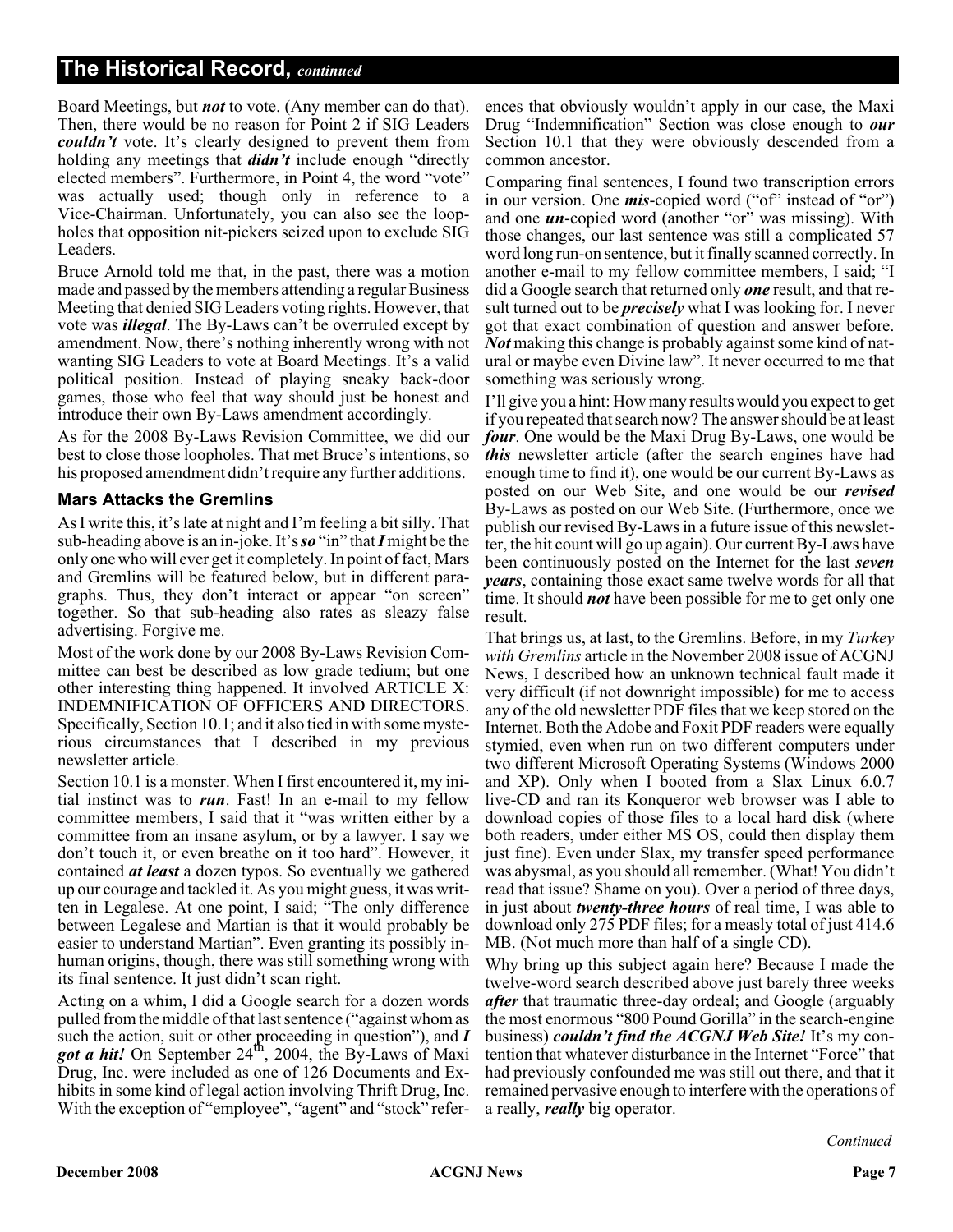## The Historical Record, *continued*

Board Meetings, but ***not*** to vote. (Any member can do that). Then, there would be no reason for Point 2 if SIG Leaders ***couldn't*** vote. It's clearly designed to prevent them from holding any meetings that ***didn't*** include enough "directly elected members". Furthermore, in Point 4, the word "vote" was actually used; though only in reference to a Vice-Chairman. Unfortunately, you can also see the loopholes that opposition nit-pickers seized upon to exclude SIG Leaders.

Bruce Arnold told me that, in the past, there was a motion made and passed by the members attending a regular Business Meeting that denied SIG Leaders voting rights. However, that vote was ***illegal***. The By-Laws can't be overruled except by amendment. Now, there's nothing inherently wrong with not wanting SIG Leaders to vote at Board Meetings. It's a valid political position. Instead of playing sneaky back-door games, those who feel that way should just be honest and introduce their own By-Laws amendment accordingly.

As for the 2008 By-Laws Revision Committee, we did our best to close those loopholes. That met Bruce's intentions, so his proposed amendment didn't require any further additions.

### Mars Attacks the Gremlins

As I write this, it's late at night and I'm feeling a bit silly. That sub-heading above is an in-joke. It's ***so*** "in" that ***I*** might be the only one who will ever get it completely. In point of fact, Mars and Gremlins will be featured below, but in different paragraphs. Thus, they don't interact or appear "on screen" together. So that sub-heading also rates as sleazy false advertising. Forgive me.

Most of the work done by our 2008 By-Laws Revision Committee can best be described as low grade tedium; but one other interesting thing happened. It involved ARTICLE X: INDEMNIFICATION OF OFFICERS AND DIRECTORS. Specifically, Section 10.1; and it also tied in with some mysterious circumstances that I described in my previous newsletter article.

Section 10.1 is a monster. When I first encountered it, my initial instinct was to ***run***. Fast! In an e-mail to my fellow committee members, I said that it "was written either by a committee from an insane asylum, or by a lawyer. I say we don't touch it, or even breathe on it too hard". However, it contained ***at least*** a dozen typos. So eventually we gathered up our courage and tackled it. As you might guess, it was written in Legalese. At one point, I said; "The only difference between Legalese and Martian is that it would probably be easier to understand Martian". Even granting its possibly inhuman origins, though, there was still something wrong with its final sentence. It just didn't scan right.

Acting on a whim, I did a Google search for a dozen words pulled from the middle of that last sentence ("against whom as such the action, suit or other proceeding in question"), and ***I got a hit!*** On September 24th, 2004, the By-Laws of Maxi Drug, Inc. were included as one of 126 Documents and Exhibits in some kind of legal action involving Thrift Drug, Inc. With the exception of "employee", "agent" and "stock" references that obviously wouldn't apply in our case, the Maxi Drug "Indemnification" Section was close enough to ***our*** Section 10.1 that they were obviously descended from a common ancestor.

Comparing final sentences, I found two transcription errors in our version. One ***mis***-copied word ("of" instead of "or") and one ***un***-copied word (another "or" was missing). With those changes, our last sentence was still a complicated 57 word long run-on sentence, but it finally scanned correctly. In another e-mail to my fellow committee members, I said; "I did a Google search that returned only ***one*** result, and that result turned out to be ***precisely*** what I was looking for. I never got that exact combination of question and answer before. ***Not*** making this change is probably against some kind of natural or maybe even Divine law". It never occurred to me that something was seriously wrong.

I'll give you a hint: How many results would you expect to get if you repeated that search now? The answer should be at least ***four***. One would be the Maxi Drug By-Laws, one would be ***this*** newsletter article (after the search engines have had enough time to find it), one would be our current By-Laws as posted on our Web Site, and one would be our ***revised*** By-Laws as posted on our Web Site. (Furthermore, once we publish our revised By-Laws in a future issue of this newsletter, the hit count will go up again). Our current By-Laws have been continuously posted on the Internet for the last ***seven years***, containing those exact same twelve words for all that time. It should ***not*** have been possible for me to get only one result.

That brings us, at last, to the Gremlins. Before, in my *Turkey with Gremlins* article in the November 2008 issue of ACGNJ News, I described how an unknown technical fault made it very difficult (if not downright impossible) for me to access any of the old newsletter PDF files that we keep stored on the Internet. Both the Adobe and Foxit PDF readers were equally stymied, even when run on two different computers under two different Microsoft Operating Systems (Windows 2000 and XP). Only when I booted from a Slax Linux 6.0.7 live-CD and ran its Konqueror web browser was I able to download copies of those files to a local hard disk (where both readers, under either MS OS, could then display them just fine). Even under Slax, my transfer speed performance was abysmal, as you should all remember. (What! You didn't read that issue? Shame on you). Over a period of three days, in just about ***twenty-three hours*** of real time, I was able to download only 275 PDF files; for a measly total of just 414.6 MB. (Not much more than half of a single CD).

Why bring up this subject again here? Because I made the twelve-word search described above just barely three weeks ***after*** that traumatic three-day ordeal; and Google (arguably the most enormous "800 Pound Gorilla" in the search-engine business) ***couldn't find the ACGNJ Web Site!*** It's my contention that whatever disturbance in the Internet "Force" that had previously confounded me was still out there, and that it remained pervasive enough to interfere with the operations of a really, ***really*** big operator.

*Continued*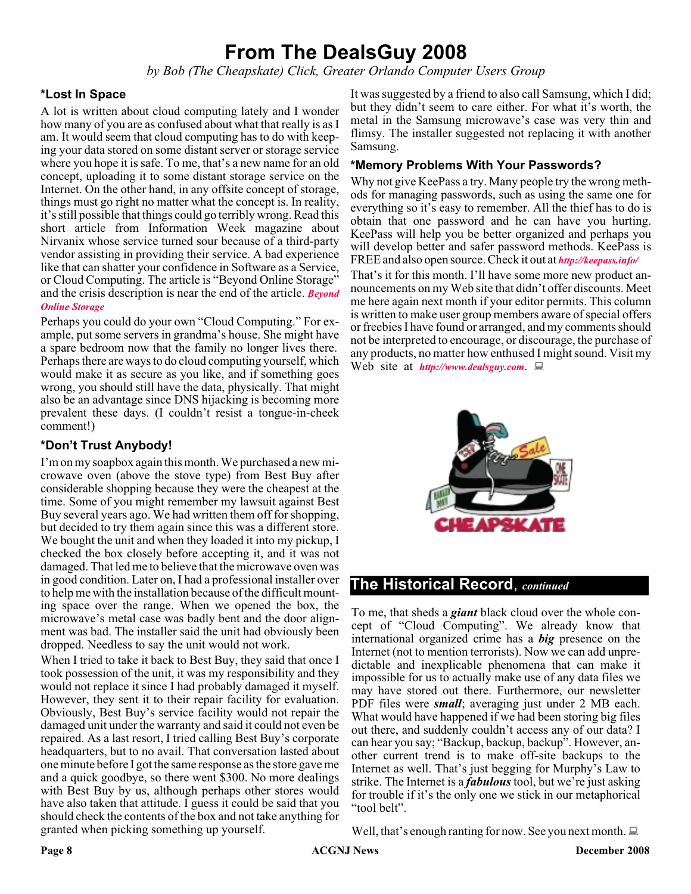# From The DealsGuy 2008

*by Bob (The Cheapskate) Click, Greater Orlando Computer Users Group*

### *Lost In Space

A lot is written about cloud computing lately and I wonder how many of you are as confused about what that really is as I am. It would seem that cloud computing has to do with keeping your data stored on some distant server or storage service where you hope it is safe. To me, that's a new name for an old concept, uploading it to some distant storage service on the Internet. On the other hand, in any offsite concept of storage, things must go right no matter what the concept is. In reality, it's still possible that things could go terribly wrong. Read this short article from Information Week magazine about Nirvanix whose service turned sour because of a third-party vendor assisting in providing their service. A bad experience like that can shatter your confidence in Software as a Service, or Cloud Computing. The article is "Beyond Online Storage" and the crisis description is near the end of the article. ***Beyond Online Storage***

Perhaps you could do your own "Cloud Computing." For example, put some servers in grandma's house. She might have a spare bedroom now that the family no longer lives there. Perhaps there are ways to do cloud computing yourself, which would make it as secure as you like, and if something goes wrong, you should still have the data, physically. That might also be an advantage since DNS hijacking is becoming more prevalent these days. (I couldn't resist a tongue-in-cheek comment!)

### *Don't Trust Anybody!

I'm on my soapbox again this month. We purchased a new microwave oven (above the stove type) from Best Buy after considerable shopping because they were the cheapest at the time. Some of you might remember my lawsuit against Best Buy several years ago. We had written them off for shopping, but decided to try them again since this was a different store. We bought the unit and when they loaded it into my pickup, I checked the box closely before accepting it, and it was not damaged. That led me to believe that the microwave oven was in good condition. Later on, I had a professional installer over to help me with the installation because of the difficult mounting space over the range. When we opened the box, the microwave's metal case was badly bent and the door alignment was bad. The installer said the unit had obviously been dropped. Needless to say the unit would not work.

When I tried to take it back to Best Buy, they said that once I took possession of the unit, it was my responsibility and they would not replace it since I had probably damaged it myself. However, they sent it to their repair facility for evaluation. Obviously, Best Buy's service facility would not repair the damaged unit under the warranty and said it could not even be repaired. As a last resort, I tried calling Best Buy's corporate headquarters, but to no avail. That conversation lasted about one minute before I got the same response as the store gave me and a quick goodbye, so there went $300. No more dealings with Best Buy by us, although perhaps other stores would have also taken that attitude. I guess it could be said that you should check the contents of the box and not take anything for granted when picking something up yourself.

It was suggested by a friend to also call Samsung, which I did; but they didn't seem to care either. For what it's worth, the metal in the Samsung microwave's case was very thin and flimsy. The installer suggested not replacing it with another Samsung.

### *Memory Problems With Your Passwords?

Why not give KeePass a try. Many people try the wrong methods for managing passwords, such as using the same one for everything so it's easy to remember. All the thief has to do is obtain that one password and he can have you hurting. KeePass will help you be better organized and perhaps you will develop better and safer password methods. KeePass is FREE and also open source. Check it out at ***http://keepass.info/***

That's it for this month. I'll have some more new product announcements on my Web site that didn't offer discounts. Meet me here again next month if your editor permits. This column is written to make user group members aware of special offers or freebies I have found or arranged, and my comments should not be interpreted to encourage, or discourage, the purchase of any products, no matter how enthused I might sound. Visit my Web site at ***http://www.dealsguy.com***.

## The Historical Record, *continued*

To me, that sheds a ***giant*** black cloud over the whole concept of "Cloud Computing". We already know that international organized crime has a ***big*** presence on the Internet (not to mention terrorists). Now we can add unpredictable and inexplicable phenomena that can make it impossible for us to actually make use of any data files we may have stored out there. Furthermore, our newsletter PDF files were ***small***; averaging just under 2 MB each. What would have happened if we had been storing big files out there, and suddenly couldn't access any of our data? I can hear you say; "Backup, backup, backup". However, another current trend is to make off-site backups to the Internet as well. That's just begging for Murphy's Law to strike. The Internet is a ***fabulous*** tool, but we're just asking for trouble if it's the only one we stick in our metaphorical "tool belt".

Well, that's enough ranting for now. See you next month.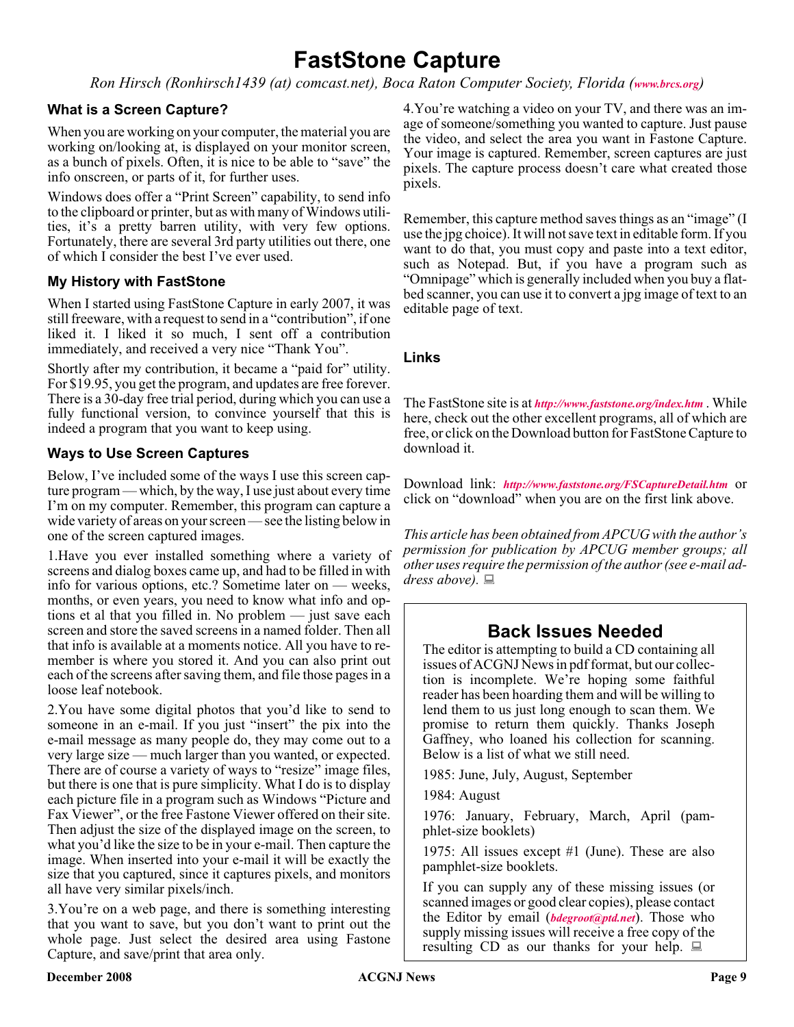# FastStone Capture

*Ron Hirsch (Ronhirsch1439 (at) comcast.net), Boca Raton Computer Society, Florida (**www.brcs.org**)*

### What is a Screen Capture?

When you are working on your computer, the material you are working on/looking at, is displayed on your monitor screen, as a bunch of pixels. Often, it is nice to be able to "save" the info onscreen, or parts of it, for further uses.

Windows does offer a "Print Screen" capability, to send info to the clipboard or printer, but as with many of Windows utilities, it's a pretty barren utility, with very few options. Fortunately, there are several 3rd party utilities out there, one of which I consider the best I've ever used.

### My History with FastStone

When I started using FastStone Capture in early 2007, it was still freeware, with a request to send in a "contribution", if one liked it. I liked it so much, I sent off a contribution immediately, and received a very nice "Thank You".

Shortly after my contribution, it became a "paid for" utility. For $19.95, you get the program, and updates are free forever. There is a 30-day free trial period, during which you can use a fully functional version, to convince yourself that this is indeed a program that you want to keep using.

### Ways to Use Screen Captures

Below, I've included some of the ways I use this screen capture program — which, by the way, I use just about every time I'm on my computer. Remember, this program can capture a wide variety of areas on your screen — see the listing below in one of the screen captured images.

1.Have you ever installed something where a variety of screens and dialog boxes came up, and had to be filled in with info for various options, etc.? Sometime later on — weeks, months, or even years, you need to know what info and options et al that you filled in. No problem — just save each screen and store the saved screens in a named folder. Then all that info is available at a moments notice. All you have to remember is where you stored it. And you can also print out each of the screens after saving them, and file those pages in a loose leaf notebook.

2.You have some digital photos that you'd like to send to someone in an e-mail. If you just "insert" the pix into the e-mail message as many people do, they may come out to a very large size — much larger than you wanted, or expected. There are of course a variety of ways to "resize" image files, but there is one that is pure simplicity. What I do is to display each picture file in a program such as Windows "Picture and Fax Viewer", or the free Fastone Viewer offered on their site. Then adjust the size of the displayed image on the screen, to what you'd like the size to be in your e-mail. Then capture the image. When inserted into your e-mail it will be exactly the size that you captured, since it captures pixels, and monitors all have very similar pixels/inch.

3.You're on a web page, and there is something interesting that you want to save, but you don't want to print out the whole page. Just select the desired area using Fastone Capture, and save/print that area only.

4.You're watching a video on your TV, and there was an image of someone/something you wanted to capture. Just pause the video, and select the area you want in Fastone Capture. Your image is captured. Remember, screen captures are just pixels. The capture process doesn't care what created those pixels.

Remember, this capture method saves things as an "image" (I use the jpg choice). It will not save text in editable form. If you want to do that, you must copy and paste into a text editor, such as Notepad. But, if you have a program such as "Omnipage" which is generally included when you buy a flatbed scanner, you can use it to convert a jpg image of text to an editable page of text.

### Links

The FastStone site is at ***http://www.faststone.org/index.htm*** . While here, check out the other excellent programs, all of which are free, or click on the Download button for FastStone Capture to download it.

Download link: ***http://www.faststone.org/FSCaptureDetail.htm*** or click on "download" when you are on the first link above.

*This article has been obtained from APCUG with the author's permission for publication by APCUG member groups; all other uses require the permission of the author (see e-mail address above).*

## Back Issues Needed

The editor is attempting to build a CD containing all issues of ACGNJ News in pdf format, but our collection is incomplete. We're hoping some faithful reader has been hoarding them and will be willing to lend them to us just long enough to scan them. We promise to return them quickly. Thanks Joseph Gaffney, who loaned his collection for scanning. Below is a list of what we still need.

1985: June, July, August, September

1984: August

1976: January, February, March, April (pamphlet-size booklets)

1975: All issues except #1 (June). These are also pamphlet-size booklets.

If you can supply any of these missing issues (or scanned images or good clear copies), please contact the Editor by email (***bdegroot@ptd.net***). Those who supply missing issues will receive a free copy of the resulting CD as our thanks for your help.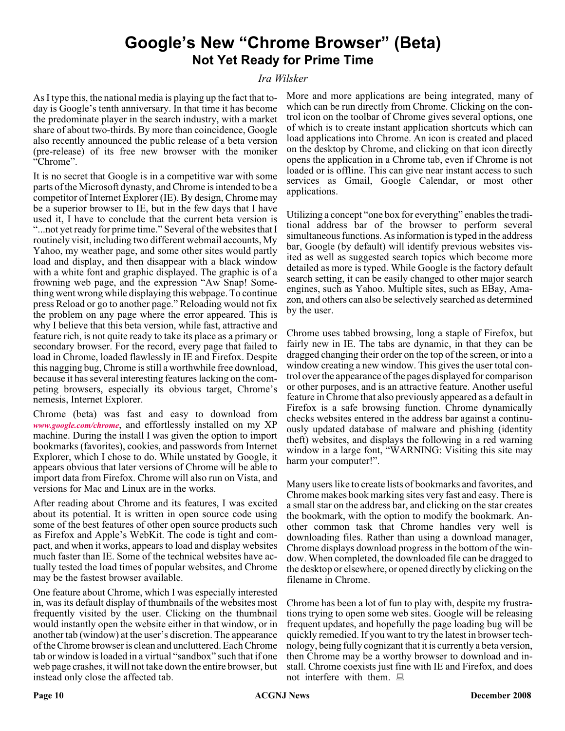# Google's New "Chrome Browser" (Beta)

## Not Yet Ready for Prime Time

*Ira Wilsker*

As I type this, the national media is playing up the fact that today is Google's tenth anniversary. In that time it has become the predominate player in the search industry, with a market share of about two-thirds. By more than coincidence, Google also recently announced the public release of a beta version (pre-release) of its free new browser with the moniker "Chrome".

It is no secret that Google is in a competitive war with some parts of the Microsoft dynasty, and Chrome is intended to be a competitor of Internet Explorer (IE). By design, Chrome may be a superior browser to IE, but in the few days that I have used it, I have to conclude that the current beta version is "...not yet ready for prime time." Several of the websites that I routinely visit, including two different webmail accounts, My Yahoo, my weather page, and some other sites would partly load and display, and then disappear with a black window with a white font and graphic displayed. The graphic is of a frowning web page, and the expression "Aw Snap! Something went wrong while displaying this webpage. To continue press Reload or go to another page." Reloading would not fix the problem on any page where the error appeared. This is why I believe that this beta version, while fast, attractive and feature rich, is not quite ready to take its place as a primary or secondary browser. For the record, every page that failed to load in Chrome, loaded flawlessly in IE and Firefox. Despite this nagging bug, Chrome is still a worthwhile free download, because it has several interesting features lacking on the competing browsers, especially its obvious target, Chrome's nemesis, Internet Explorer.

Chrome (beta) was fast and easy to download from *www.google.com/chrome*, and effortlessly installed on my XP machine. During the install I was given the option to import bookmarks (favorites), cookies, and passwords from Internet Explorer, which I chose to do. While unstated by Google, it appears obvious that later versions of Chrome will be able to import data from Firefox. Chrome will also run on Vista, and versions for Mac and Linux are in the works.

After reading about Chrome and its features, I was excited about its potential. It is written in open source code using some of the best features of other open source products such as Firefox and Apple's WebKit. The code is tight and compact, and when it works, appears to load and display websites much faster than IE. Some of the technical websites have actually tested the load times of popular websites, and Chrome may be the fastest browser available.

One feature about Chrome, which I was especially interested in, was its default display of thumbnails of the websites most frequently visited by the user. Clicking on the thumbnail would instantly open the website either in that window, or in another tab (window) at the user's discretion. The appearance of the Chrome browser is clean and uncluttered. Each Chrome tab or window is loaded in a virtual "sandbox" such that if one web page crashes, it will not take down the entire browser, but instead only close the affected tab.

More and more applications are being integrated, many of which can be run directly from Chrome. Clicking on the control icon on the toolbar of Chrome gives several options, one of which is to create instant application shortcuts which can load applications into Chrome. An icon is created and placed on the desktop by Chrome, and clicking on that icon directly opens the application in a Chrome tab, even if Chrome is not loaded or is offline. This can give near instant access to such services as Gmail, Google Calendar, or most other applications.

Utilizing a concept "one box for everything" enables the traditional address bar of the browser to perform several simultaneous functions. As information is typed in the address bar, Google (by default) will identify previous websites visited as well as suggested search topics which become more detailed as more is typed. While Google is the factory default search setting, it can be easily changed to other major search engines, such as Yahoo. Multiple sites, such as EBay, Amazon, and others can also be selectively searched as determined by the user.

Chrome uses tabbed browsing, long a staple of Firefox, but fairly new in IE. The tabs are dynamic, in that they can be dragged changing their order on the top of the screen, or into a window creating a new window. This gives the user total control over the appearance of the pages displayed for comparison or other purposes, and is an attractive feature. Another useful feature in Chrome that also previously appeared as a default in Firefox is a safe browsing function. Chrome dynamically checks websites entered in the address bar against a continuously updated database of malware and phishing (identity theft) websites, and displays the following in a red warning window in a large font, "WARNING: Visiting this site may harm your computer!".

Many users like to create lists of bookmarks and favorites, and Chrome makes book marking sites very fast and easy. There is a small star on the address bar, and clicking on the star creates the bookmark, with the option to modify the bookmark. Another common task that Chrome handles very well is downloading files. Rather than using a download manager, Chrome displays download progress in the bottom of the window. When completed, the downloaded file can be dragged to the desktop or elsewhere, or opened directly by clicking on the filename in Chrome.

Chrome has been a lot of fun to play with, despite my frustrations trying to open some web sites. Google will be releasing frequent updates, and hopefully the page loading bug will be quickly remedied. If you want to try the latest in browser technology, being fully cognizant that it is currently a beta version, then Chrome may be a worthy browser to download and install. Chrome coexists just fine with IE and Firefox, and does not interfere with them.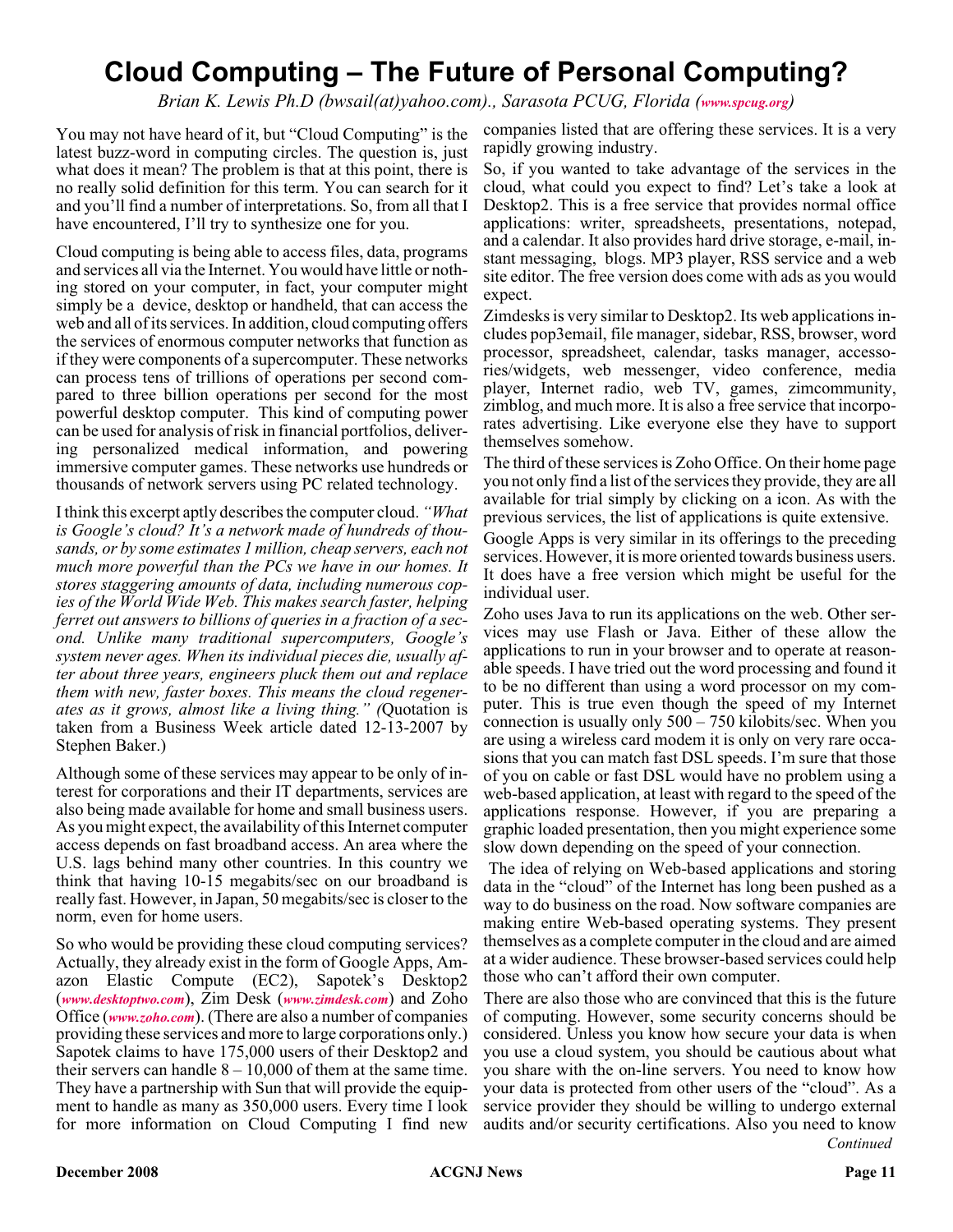# Cloud Computing – The Future of Personal Computing?

*Brian K. Lewis Ph.D (bwsail(at)yahoo.com)., Sarasota PCUG, Florida (**www.spcug.org**)*

You may not have heard of it, but "Cloud Computing" is the latest buzz-word in computing circles. The question is, just what does it mean? The problem is that at this point, there is no really solid definition for this term. You can search for it and you'll find a number of interpretations. So, from all that I have encountered, I'll try to synthesize one for you.

Cloud computing is being able to access files, data, programs and services all via the Internet. You would have little or nothing stored on your computer, in fact, your computer might simply be a device, desktop or handheld, that can access the web and all of its services. In addition, cloud computing offers the services of enormous computer networks that function as if they were components of a supercomputer. These networks can process tens of trillions of operations per second compared to three billion operations per second for the most powerful desktop computer. This kind of computing power can be used for analysis of risk in financial portfolios, delivering personalized medical information, and powering immersive computer games. These networks use hundreds or thousands of network servers using PC related technology.

I think this excerpt aptly describes the computer cloud. *"What is Google's cloud? It's a network made of hundreds of thousands, or by some estimates 1 million, cheap servers, each not much more powerful than the PCs we have in our homes. It stores staggering amounts of data, including numerous copies of the World Wide Web. This makes search faster, helping ferret out answers to billions of queries in a fraction of a second. Unlike many traditional supercomputers, Google's system never ages. When its individual pieces die, usually after about three years, engineers pluck them out and replace them with new, faster boxes. This means the cloud regenerates as it grows, almost like a living thing." (*Quotation is taken from a Business Week article dated 12-13-2007 by Stephen Baker.)

Although some of these services may appear to be only of interest for corporations and their IT departments, services are also being made available for home and small business users. As you might expect, the availability of this Internet computer access depends on fast broadband access. An area where the U.S. lags behind many other countries. In this country we think that having 10-15 megabits/sec on our broadband is really fast. However, in Japan, 50 megabits/sec is closer to the norm, even for home users.

So who would be providing these cloud computing services? Actually, they already exist in the form of Google Apps, Amazon Elastic Compute (EC2), Sapotek's Desktop2 (***www.desktoptwo.com***), Zim Desk (***www.zimdesk.com***) and Zoho Office (***www.zoho.com***). (There are also a number of companies providing these services and more to large corporations only.) Sapotek claims to have 175,000 users of their Desktop2 and their servers can handle 8 – 10,000 of them at the same time. They have a partnership with Sun that will provide the equipment to handle as many as 350,000 users. Every time I look for more information on Cloud Computing I find new companies listed that are offering these services. It is a very rapidly growing industry.

So, if you wanted to take advantage of the services in the cloud, what could you expect to find? Let's take a look at Desktop2. This is a free service that provides normal office applications: writer, spreadsheets, presentations, notepad, and a calendar. It also provides hard drive storage, e-mail, instant messaging, blogs. MP3 player, RSS service and a web site editor. The free version does come with ads as you would expect.

Zimdesks is very similar to Desktop2. Its web applications includes pop3email, file manager, sidebar, RSS, browser, word processor, spreadsheet, calendar, tasks manager, accessories/widgets, web messenger, video conference, media player, Internet radio, web TV, games, zimcommunity, zimblog, and much more. It is also a free service that incorporates advertising. Like everyone else they have to support themselves somehow.

The third of these services is Zoho Office. On their home page you not only find a list of the services they provide, they are all available for trial simply by clicking on a icon. As with the previous services, the list of applications is quite extensive.

Google Apps is very similar in its offerings to the preceding services. However, it is more oriented towards business users. It does have a free version which might be useful for the individual user.

Zoho uses Java to run its applications on the web. Other services may use Flash or Java. Either of these allow the applications to run in your browser and to operate at reasonable speeds. I have tried out the word processing and found it to be no different than using a word processor on my computer. This is true even though the speed of my Internet connection is usually only 500 – 750 kilobits/sec. When you are using a wireless card modem it is only on very rare occasions that you can match fast DSL speeds. I'm sure that those of you on cable or fast DSL would have no problem using a web-based application, at least with regard to the speed of the applications response. However, if you are preparing a graphic loaded presentation, then you might experience some slow down depending on the speed of your connection.

The idea of relying on Web-based applications and storing data in the "cloud" of the Internet has long been pushed as a way to do business on the road. Now software companies are making entire Web-based operating systems. They present themselves as a complete computer in the cloud and are aimed at a wider audience. These browser-based services could help those who can't afford their own computer.

There are also those who are convinced that this is the future of computing. However, some security concerns should be considered. Unless you know how secure your data is when you use a cloud system, you should be cautious about what you share with the on-line servers. You need to know how your data is protected from other users of the "cloud". As a service provider they should be willing to undergo external audits and/or security certifications. Also you need to know

*Continued*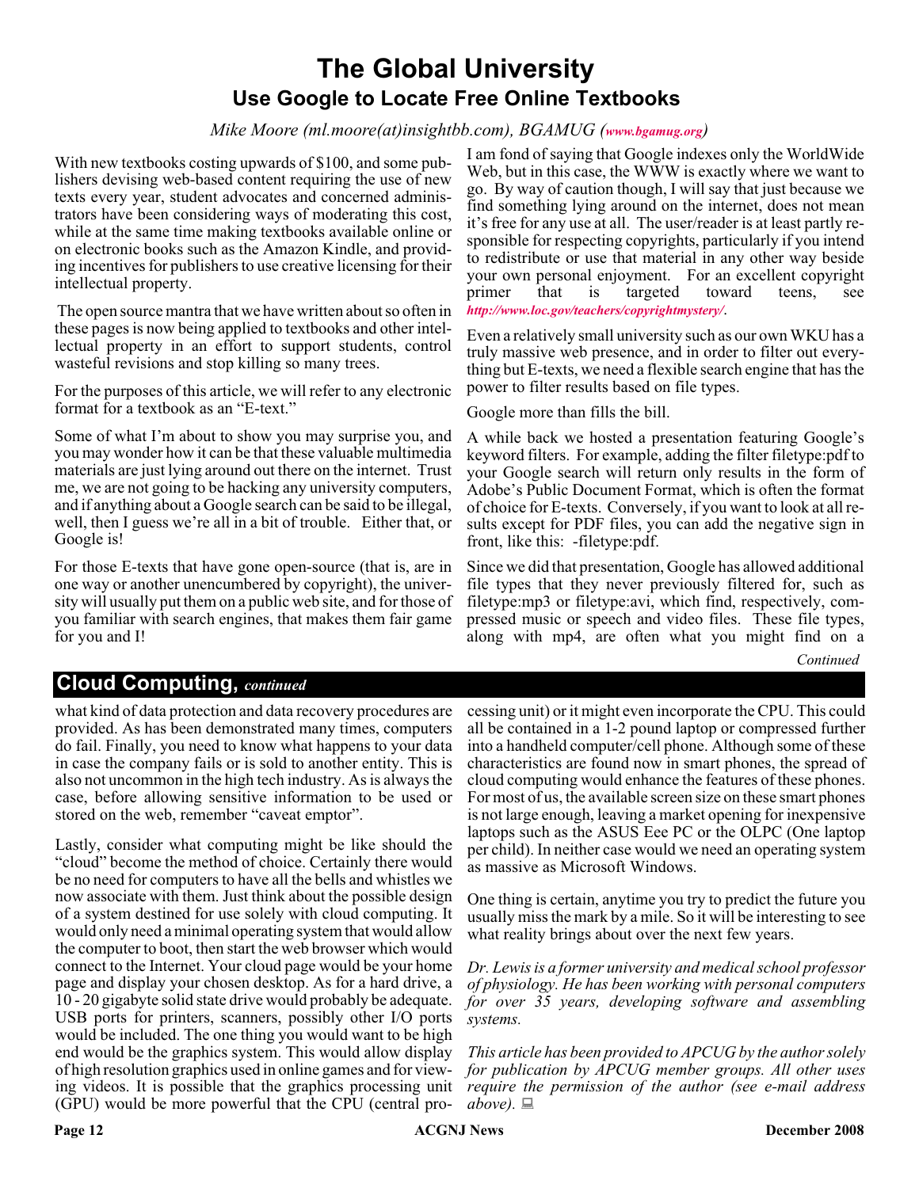# The Global University

## Use Google to Locate Free Online Textbooks

*Mike Moore (ml.moore(at)insightbb.com), BGAMUG (www.bgamug.org)*

With new textbooks costing upwards of $100, and some publishers devising web-based content requiring the use of new texts every year, student advocates and concerned administrators have been considering ways of moderating this cost, while at the same time making textbooks available online or on electronic books such as the Amazon Kindle, and providing incentives for publishers to use creative licensing for their intellectual property.

The open source mantra that we have written about so often in these pages is now being applied to textbooks and other intellectual property in an effort to support students, control wasteful revisions and stop killing so many trees.

For the purposes of this article, we will refer to any electronic format for a textbook as an "E-text."

Some of what I'm about to show you may surprise you, and you may wonder how it can be that these valuable multimedia materials are just lying around out there on the internet. Trust me, we are not going to be hacking any university computers, and if anything about a Google search can be said to be illegal, well, then I guess we're all in a bit of trouble. Either that, or Google is!

For those E-texts that have gone open-source (that is, are in one way or another unencumbered by copyright), the university will usually put them on a public web site, and for those of you familiar with search engines, that makes them fair game for you and I!

I am fond of saying that Google indexes only the WorldWide Web, but in this case, the WWW is exactly where we want to go. By way of caution though, I will say that just because we find something lying around on the internet, does not mean it's free for any use at all. The user/reader is at least partly responsible for respecting copyrights, particularly if you intend to redistribute or use that material in any other way beside your own personal enjoyment. For an excellent copyright primer that is targeted toward teens, see *http://www.loc.gov/teachers/copyrightmystery/*.

Even a relatively small university such as our own WKU has a truly massive web presence, and in order to filter out everything but E-texts, we need a flexible search engine that has the power to filter results based on file types.

Google more than fills the bill.

A while back we hosted a presentation featuring Google's keyword filters. For example, adding the filter filetype:pdf to your Google search will return only results in the form of Adobe's Public Document Format, which is often the format of choice for E-texts. Conversely, if you want to look at all results except for PDF files, you can add the negative sign in front, like this: -filetype:pdf.

Since we did that presentation, Google has allowed additional file types that they never previously filtered for, such as filetype:mp3 or filetype:avi, which find, respectively, compressed music or speech and video files. These file types, along with mp4, are often what you might find on a

*Continued*

## Cloud Computing, *continued*

what kind of data protection and data recovery procedures are provided. As has been demonstrated many times, computers do fail. Finally, you need to know what happens to your data in case the company fails or is sold to another entity. This is also not uncommon in the high tech industry. As is always the case, before allowing sensitive information to be used or stored on the web, remember "caveat emptor".

Lastly, consider what computing might be like should the "cloud" become the method of choice. Certainly there would be no need for computers to have all the bells and whistles we now associate with them. Just think about the possible design of a system destined for use solely with cloud computing. It would only need a minimal operating system that would allow the computer to boot, then start the web browser which would connect to the Internet. Your cloud page would be your home page and display your chosen desktop. As for a hard drive, a 10 - 20 gigabyte solid state drive would probably be adequate. USB ports for printers, scanners, possibly other I/O ports would be included. The one thing you would want to be high end would be the graphics system. This would allow display of high resolution graphics used in online games and for viewing videos. It is possible that the graphics processing unit (GPU) would be more powerful that the CPU (central processing unit) or it might even incorporate the CPU. This could all be contained in a 1-2 pound laptop or compressed further into a handheld computer/cell phone. Although some of these characteristics are found now in smart phones, the spread of cloud computing would enhance the features of these phones. For most of us, the available screen size on these smart phones is not large enough, leaving a market opening for inexpensive laptops such as the ASUS Eee PC or the OLPC (One laptop per child). In neither case would we need an operating system as massive as Microsoft Windows.

One thing is certain, anytime you try to predict the future you usually miss the mark by a mile. So it will be interesting to see what reality brings about over the next few years.

*Dr. Lewis is a former university and medical school professor of physiology. He has been working with personal computers for over 35 years, developing software and assembling systems.*

*This article has been provided to APCUG by the author solely for publication by APCUG member groups. All other uses require the permission of the author (see e-mail address above).*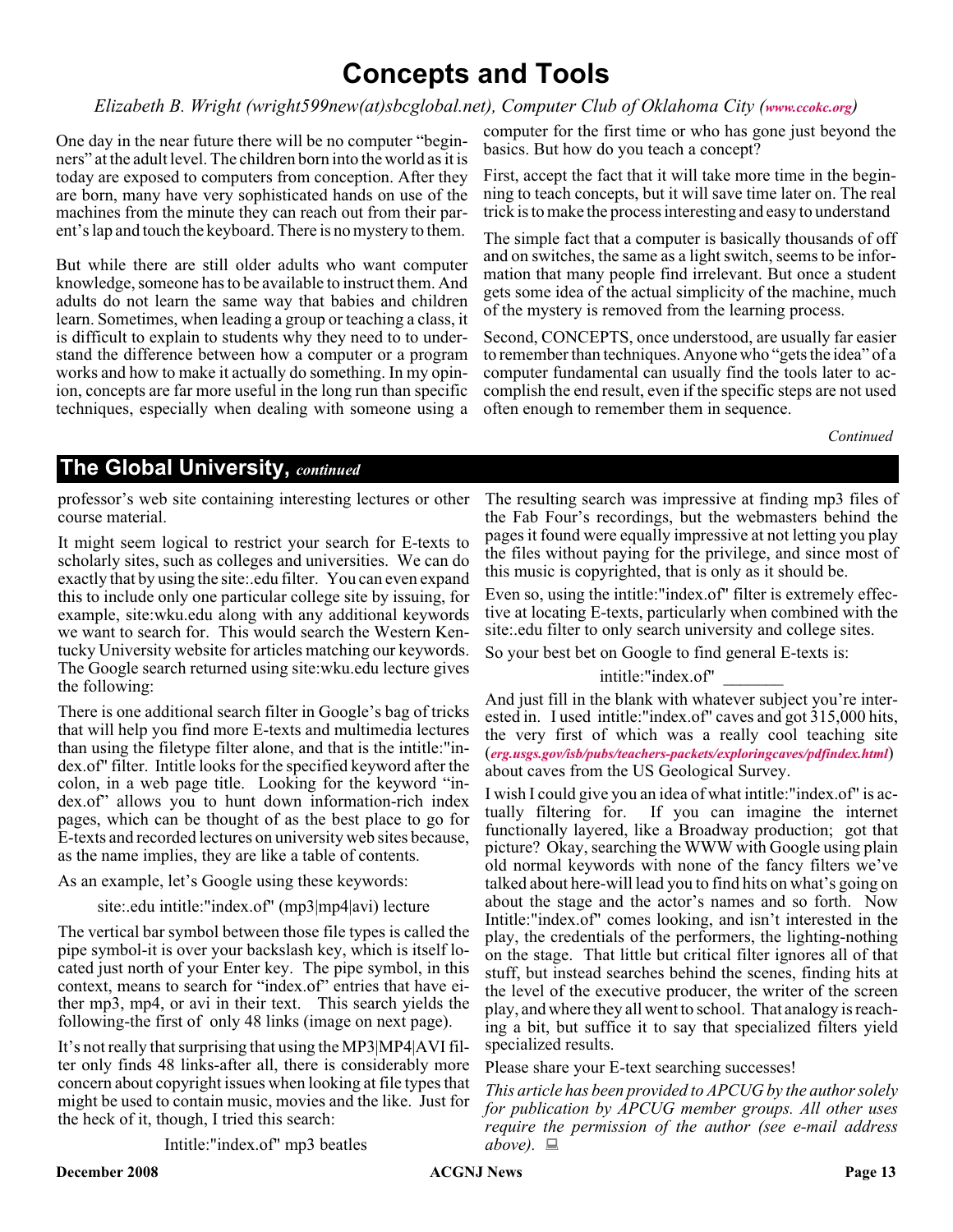# Concepts and Tools

*Elizabeth B. Wright (wright599new(at)sbcglobal.net), Computer Club of Oklahoma City (www.ccokc.org)*

One day in the near future there will be no computer "beginners" at the adult level. The children born into the world as it is today are exposed to computers from conception. After they are born, many have very sophisticated hands on use of the machines from the minute they can reach out from their parent's lap and touch the keyboard. There is no mystery to them.

But while there are still older adults who want computer knowledge, someone has to be available to instruct them. And adults do not learn the same way that babies and children learn. Sometimes, when leading a group or teaching a class, it is difficult to explain to students why they need to to understand the difference between how a computer or a program works and how to make it actually do something. In my opinion, concepts are far more useful in the long run than specific techniques, especially when dealing with someone using a computer for the first time or who has gone just beyond the basics. But how do you teach a concept?

First, accept the fact that it will take more time in the beginning to teach concepts, but it will save time later on. The real trick is to make the process interesting and easy to understand

The simple fact that a computer is basically thousands of off and on switches, the same as a light switch, seems to be information that many people find irrelevant. But once a student gets some idea of the actual simplicity of the machine, much of the mystery is removed from the learning process.

Second, CONCEPTS, once understood, are usually far easier to remember than techniques. Anyone who "gets the idea" of a computer fundamental can usually find the tools later to accomplish the end result, even if the specific steps are not used often enough to remember them in sequence.

*Continued*

## The Global University, *continued*

professor's web site containing interesting lectures or other course material.

It might seem logical to restrict your search for E-texts to scholarly sites, such as colleges and universities. We can do exactly that by using the site:.edu filter. You can even expand this to include only one particular college site by issuing, for example, site:wku.edu along with any additional keywords we want to search for. This would search the Western Kentucky University website for articles matching our keywords. The Google search returned using site:wku.edu lecture gives the following:

There is one additional search filter in Google's bag of tricks that will help you find more E-texts and multimedia lectures than using the filetype filter alone, and that is the intitle:"index.of" filter. Intitle looks for the specified keyword after the colon, in a web page title. Looking for the keyword "index.of" allows you to hunt down information-rich index pages, which can be thought of as the best place to go for E-texts and recorded lectures on university web sites because, as the name implies, they are like a table of contents.

As an example, let's Google using these keywords:

site:.edu intitle:"index.of" (mp3|mp4|avi) lecture

The vertical bar symbol between those file types is called the pipe symbol-it is over your backslash key, which is itself located just north of your Enter key. The pipe symbol, in this context, means to search for "index.of" entries that have either mp3, mp4, or avi in their text. This search yields the following-the first of only 48 links (image on next page).

It's not really that surprising that using the MP3|MP4|AVI filter only finds 48 links-after all, there is considerably more concern about copyright issues when looking at file types that might be used to contain music, movies and the like. Just for the heck of it, though, I tried this search:

Intitle:"index.of" mp3 beatles

The resulting search was impressive at finding mp3 files of the Fab Four's recordings, but the webmasters behind the pages it found were equally impressive at not letting you play the files without paying for the privilege, and since most of this music is copyrighted, that is only as it should be.

Even so, using the intitle:"index.of" filter is extremely effective at locating E-texts, particularly when combined with the site:.edu filter to only search university and college sites.

So your best bet on Google to find general E-texts is:

intitle:"index.of" _______

And just fill in the blank with whatever subject you're interested in. I used intitle:"index.of" caves and got 315,000 hits, the very first of which was a really cool teaching site (*erg.usgs.gov/isb/pubs/teachers-packets/exploringcaves/pdfindex.html*) about caves from the US Geological Survey.

I wish I could give you an idea of what intitle:"index.of" is actually filtering for. If you can imagine the internet functionally layered, like a Broadway production; got that picture? Okay, searching the WWW with Google using plain old normal keywords with none of the fancy filters we've talked about here-will lead you to find hits on what's going on about the stage and the actor's names and so forth. Now Intitle:"index.of" comes looking, and isn't interested in the play, the credentials of the performers, the lighting-nothing on the stage. That little but critical filter ignores all of that stuff, but instead searches behind the scenes, finding hits at the level of the executive producer, the writer of the screen play, and where they all went to school. That analogy is reaching a bit, but suffice it to say that specialized filters yield specialized results.

Please share your E-text searching successes!

*This article has been provided to APCUG by the author solely for publication by APCUG member groups. All other uses require the permission of the author (see e-mail address above).*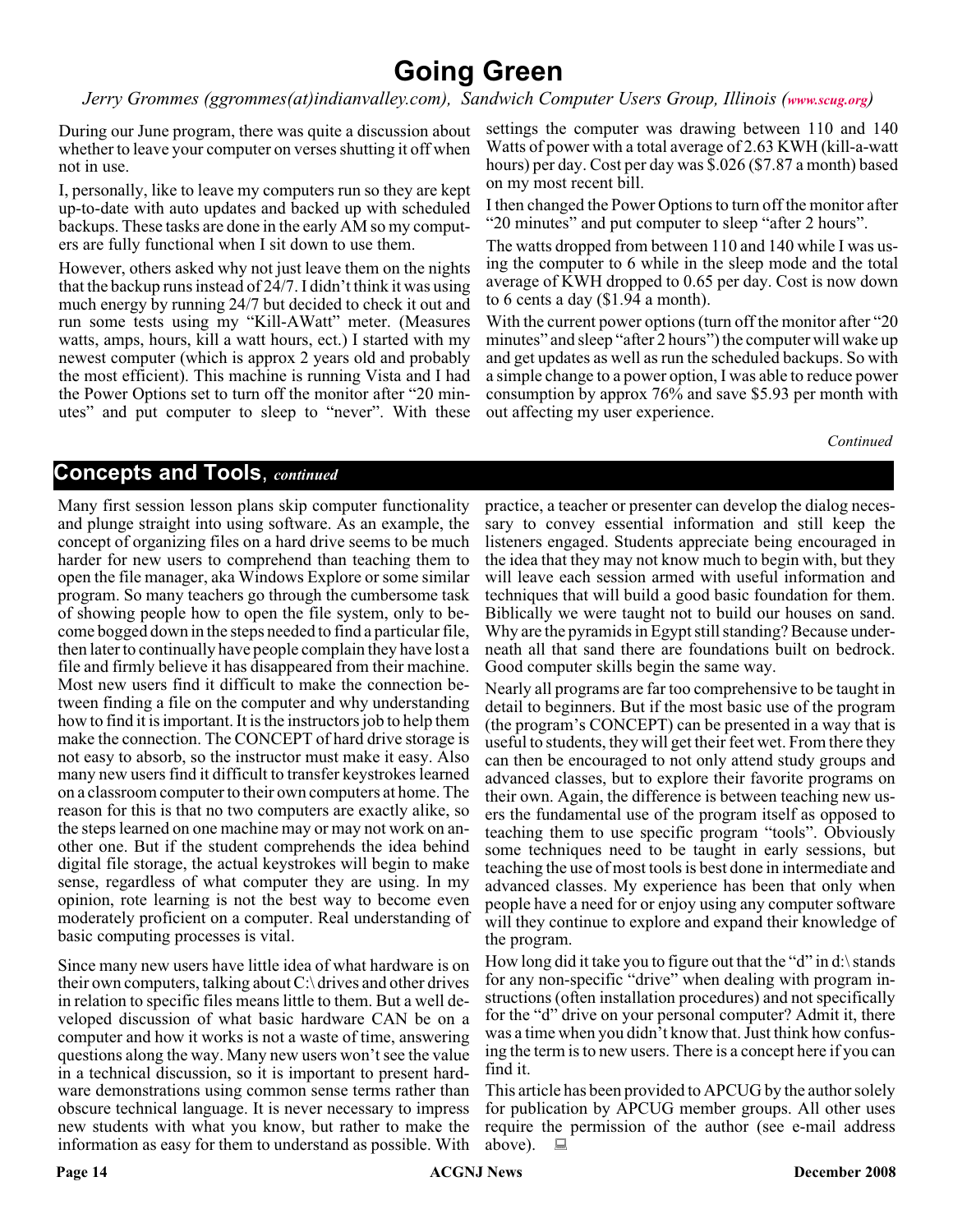# Going Green

*Jerry Grommes (ggrommes(at)indianvalley.com), Sandwich Computer Users Group, Illinois (www.scug.org)*

During our June program, there was quite a discussion about whether to leave your computer on verses shutting it off when not in use.

I, personally, like to leave my computers run so they are kept up-to-date with auto updates and backed up with scheduled backups. These tasks are done in the early AM so my computers are fully functional when I sit down to use them.

However, others asked why not just leave them on the nights that the backup runs instead of 24/7. I didn't think it was using much energy by running 24/7 but decided to check it out and run some tests using my "Kill-AWatt" meter. (Measures watts, amps, hours, kill a watt hours, ect.) I started with my newest computer (which is approx 2 years old and probably the most efficient). This machine is running Vista and I had the Power Options set to turn off the monitor after "20 minutes" and put computer to sleep to "never". With these settings the computer was drawing between 110 and 140 Watts of power with a total average of 2.63 KWH (kill-a-watt hours) per day. Cost per day was $.026 ($7.87 a month) based on my most recent bill.

I then changed the Power Options to turn off the monitor after "20 minutes" and put computer to sleep "after 2 hours".

The watts dropped from between 110 and 140 while I was using the computer to 6 while in the sleep mode and the total average of KWH dropped to 0.65 per day. Cost is now down to 6 cents a day ($1.94 a month).

With the current power options (turn off the monitor after "20 minutes" and sleep "after 2 hours") the computer will wake up and get updates as well as run the scheduled backups. So with a simple change to a power option, I was able to reduce power consumption by approx 76% and save $5.93 per month without affecting my user experience.

*Continued*

## Concepts and Tools, *continued*

Many first session lesson plans skip computer functionality and plunge straight into using software. As an example, the concept of organizing files on a hard drive seems to be much harder for new users to comprehend than teaching them to open the file manager, aka Windows Explore or some similar program. So many teachers go through the cumbersome task of showing people how to open the file system, only to become bogged down in the steps needed to find a particular file, then later to continually have people complain they have lost a file and firmly believe it has disappeared from their machine. Most new users find it difficult to make the connection between finding a file on the computer and why understanding how to find it is important. It is the instructors job to help them make the connection. The CONCEPT of hard drive storage is not easy to absorb, so the instructor must make it easy. Also many new users find it difficult to transfer keystrokes learned on a classroom computer to their own computers at home. The reason for this is that no two computers are exactly alike, so the steps learned on one machine may or may not work on another one. But if the student comprehends the idea behind digital file storage, the actual keystrokes will begin to make sense, regardless of what computer they are using. In my opinion, rote learning is not the best way to become even moderately proficient on a computer. Real understanding of basic computing processes is vital.

Since many new users have little idea of what hardware is on their own computers, talking about C:\ drives and other drives in relation to specific files means little to them. But a well developed discussion of what basic hardware CAN be on a computer and how it works is not a waste of time, answering questions along the way. Many new users won't see the value in a technical discussion, so it is important to present hardware demonstrations using common sense terms rather than obscure technical language. It is never necessary to impress new students with what you know, but rather to make the information as easy for them to understand as possible. With practice, a teacher or presenter can develop the dialog necessary to convey essential information and still keep the listeners engaged. Students appreciate being encouraged in the idea that they may not know much to begin with, but they will leave each session armed with useful information and techniques that will build a good basic foundation for them. Biblically we were taught not to build our houses on sand. Why are the pyramids in Egypt still standing? Because underneath all that sand there are foundations built on bedrock. Good computer skills begin the same way.

Nearly all programs are far too comprehensive to be taught in detail to beginners. But if the most basic use of the program (the program's CONCEPT) can be presented in a way that is useful to students, they will get their feet wet. From there they can then be encouraged to not only attend study groups and advanced classes, but to explore their favorite programs on their own. Again, the difference is between teaching new users the fundamental use of the program itself as opposed to teaching them to use specific program "tools". Obviously some techniques need to be taught in early sessions, but teaching the use of most tools is best done in intermediate and advanced classes. My experience has been that only when people have a need for or enjoy using any computer software will they continue to explore and expand their knowledge of the program.

How long did it take you to figure out that the "d" in d:\ stands for any non-specific "drive" when dealing with program instructions (often installation procedures) and not specifically for the "d" drive on your personal computer? Admit it, there was a time when you didn't know that. Just think how confusing the term is to new users. There is a concept here if you can find it.

This article has been provided to APCUG by the author solely for publication by APCUG member groups. All other uses require the permission of the author (see e-mail address above).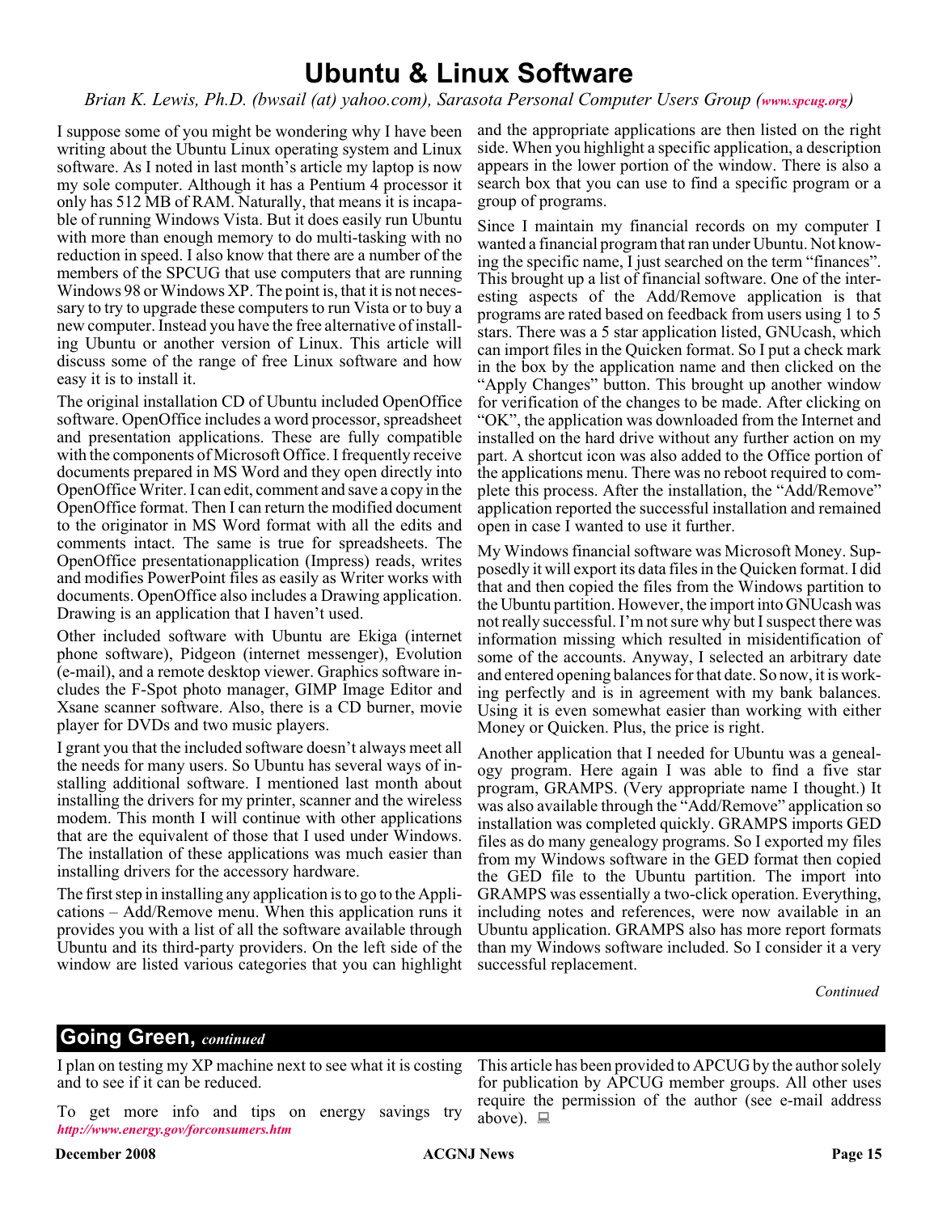# Ubuntu & Linux Software

*Brian K. Lewis, Ph.D. (bwsail (at) yahoo.com), Sarasota Personal Computer Users Group (**www.spcug.org**)*

I suppose some of you might be wondering why I have been writing about the Ubuntu Linux operating system and Linux software. As I noted in last month's article my laptop is now my sole computer. Although it has a Pentium 4 processor it only has 512 MB of RAM. Naturally, that means it is incapable of running Windows Vista. But it does easily run Ubuntu with more than enough memory to do multi-tasking with no reduction in speed. I also know that there are a number of the members of the SPCUG that use computers that are running Windows 98 or Windows XP. The point is, that it is not necessary to try to upgrade these computers to run Vista or to buy a new computer. Instead you have the free alternative of installing Ubuntu or another version of Linux. This article will discuss some of the range of free Linux software and how easy it is to install it.

The original installation CD of Ubuntu included OpenOffice software. OpenOffice includes a word processor, spreadsheet and presentation applications. These are fully compatible with the components of Microsoft Office. I frequently receive documents prepared in MS Word and they open directly into OpenOffice Writer. I can edit, comment and save a copy in the OpenOffice format. Then I can return the modified document to the originator in MS Word format with all the edits and comments intact. The same is true for spreadsheets. The OpenOffice presentationapplication (Impress) reads, writes and modifies PowerPoint files as easily as Writer works with documents. OpenOffice also includes a Drawing application. Drawing is an application that I haven't used.

Other included software with Ubuntu are Ekiga (internet phone software), Pidgeon (internet messenger), Evolution (e-mail), and a remote desktop viewer. Graphics software includes the F-Spot photo manager, GIMP Image Editor and Xsane scanner software. Also, there is a CD burner, movie player for DVDs and two music players.

I grant you that the included software doesn't always meet all the needs for many users. So Ubuntu has several ways of installing additional software. I mentioned last month about installing the drivers for my printer, scanner and the wireless modem. This month I will continue with other applications that are the equivalent of those that I used under Windows. The installation of these applications was much easier than installing drivers for the accessory hardware.

The first step in installing any application is to go to the Applications – Add/Remove menu. When this application runs it provides you with a list of all the software available through Ubuntu and its third-party providers. On the left side of the window are listed various categories that you can highlight and the appropriate applications are then listed on the right side. When you highlight a specific application, a description appears in the lower portion of the window. There is also a search box that you can use to find a specific program or a group of programs.

Since I maintain my financial records on my computer I wanted a financial program that ran under Ubuntu. Not knowing the specific name, I just searched on the term "finances". This brought up a list of financial software. One of the interesting aspects of the Add/Remove application is that programs are rated based on feedback from users using 1 to 5 stars. There was a 5 star application listed, GNUcash, which can import files in the Quicken format. So I put a check mark in the box by the application name and then clicked on the "Apply Changes" button. This brought up another window for verification of the changes to be made. After clicking on "OK", the application was downloaded from the Internet and installed on the hard drive without any further action on my part. A shortcut icon was also added to the Office portion of the applications menu. There was no reboot required to complete this process. After the installation, the "Add/Remove" application reported the successful installation and remained open in case I wanted to use it further.

My Windows financial software was Microsoft Money. Supposedly it will export its data files in the Quicken format. I did that and then copied the files from the Windows partition to the Ubuntu partition. However, the import into GNUcash was not really successful. I'm not sure why but I suspect there was information missing which resulted in misidentification of some of the accounts. Anyway, I selected an arbitrary date and entered opening balances for that date. So now, it is working perfectly and is in agreement with my bank balances. Using it is even somewhat easier than working with either Money or Quicken. Plus, the price is right.

Another application that I needed for Ubuntu was a genealogy program. Here again I was able to find a five star program, GRAMPS. (Very appropriate name I thought.) It was also available through the "Add/Remove" application so installation was completed quickly. GRAMPS imports GED files as do many genealogy programs. So I exported my files from my Windows software in the GED format then copied the GED file to the Ubuntu partition. The import into GRAMPS was essentially a two-click operation. Everything, including notes and references, were now available in an Ubuntu application. GRAMPS also has more report formats than my Windows software included. So I consider it a very successful replacement.

*Continued*

## Going Green, *continued*

I plan on testing my XP machine next to see what it is costing and to see if it can be reduced.

To get more info and tips on energy savings try ***http://www.energy.gov/forconsumers.htm***

This article has been provided to APCUG by the author solely for publication by APCUG member groups. All other uses require the permission of the author (see e-mail address above).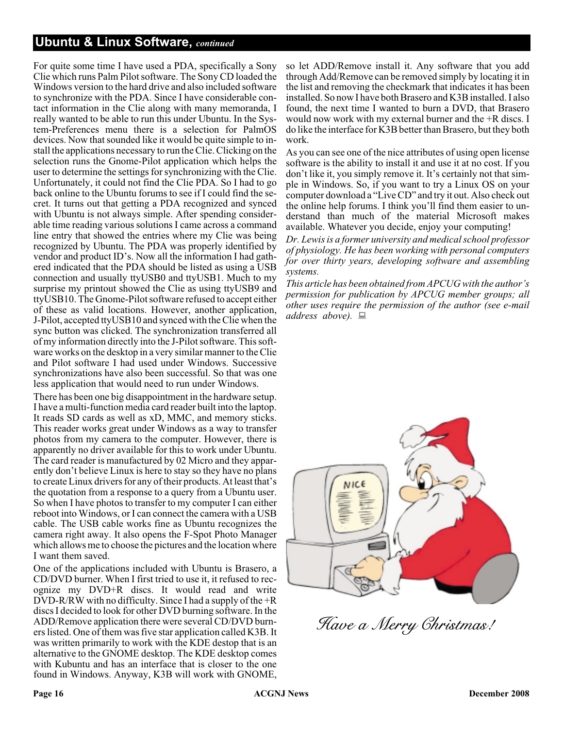## Ubuntu & Linux Software, *continued*

For quite some time I have used a PDA, specifically a Sony Clie which runs Palm Pilot software. The Sony CD loaded the Windows version to the hard drive and also included software to synchronize with the PDA. Since I have considerable contact information in the Clie along with many memoranda, I really wanted to be able to run this under Ubuntu. In the System-Preferences menu there is a selection for PalmOS devices. Now that sounded like it would be quite simple to install the applications necessary to run the Clie. Clicking on the selection runs the Gnome-Pilot application which helps the user to determine the settings for synchronizing with the Clie. Unfortunately, it could not find the Clie PDA. So I had to go back online to the Ubuntu forums to see if I could find the secret. It turns out that getting a PDA recognized and synced with Ubuntu is not always simple. After spending considerable time reading various solutions I came across a command line entry that showed the entries where my Clie was being recognized by Ubuntu. The PDA was properly identified by vendor and product ID's. Now all the information I had gathered indicated that the PDA should be listed as using a USB connection and usually ttyUSB0 and ttyUSB1. Much to my surprise my printout showed the Clie as using ttyUSB9 and ttyUSB10. The Gnome-Pilot software refused to accept either of these as valid locations. However, another application, J-Pilot, accepted ttyUSB10 and synced with the Clie when the sync button was clicked. The synchronization transferred all of my information directly into the J-Pilot software. This software works on the desktop in a very similar manner to the Clie and Pilot software I had used under Windows. Successive synchronizations have also been successful. So that was one less application that would need to run under Windows.

There has been one big disappointment in the hardware setup. I have a multi-function media card reader built into the laptop. It reads SD cards as well as xD, MMC, and memory sticks. This reader works great under Windows as a way to transfer photos from my camera to the computer. However, there is apparently no driver available for this to work under Ubuntu. The card reader is manufactured by 02 Micro and they apparently don't believe Linux is here to stay so they have no plans to create Linux drivers for any of their products. At least that's the quotation from a response to a query from a Ubuntu user. So when I have photos to transfer to my computer I can either reboot into Windows, or I can connect the camera with a USB cable. The USB cable works fine as Ubuntu recognizes the camera right away. It also opens the F-Spot Photo Manager which allows me to choose the pictures and the location where I want them saved.

One of the applications included with Ubuntu is Brasero, a CD/DVD burner. When I first tried to use it, it refused to recognize my DVD+R discs. It would read and write DVD-R/RW with no difficulty. Since I had a supply of the +R discs I decided to look for other DVD burning software. In the ADD/Remove application there were several CD/DVD burners listed. One of them was five star application called K3B. It was written primarily to work with the KDE destop that is an alternative to the GNOME desktop. The KDE desktop comes with Kubuntu and has an interface that is closer to the one found in Windows. Anyway, K3B will work with GNOME, so let ADD/Remove install it. Any software that you add through Add/Remove can be removed simply by locating it in the list and removing the checkmark that indicates it has been installed. So now I have both Brasero and K3B installed. I also found, the next time I wanted to burn a DVD, that Brasero would now work with my external burner and the +R discs. I do like the interface for K3B better than Brasero, but they both work.

As you can see one of the nice attributes of using open license software is the ability to install it and use it at no cost. If you don't like it, you simply remove it. It's certainly not that simple in Windows. So, if you want to try a Linux OS on your computer download a "Live CD" and try it out. Also check out the online help forums. I think you'll find them easier to understand than much of the material Microsoft makes available. Whatever you decide, enjoy your computing!

*Dr. Lewis is a former university and medical school professor of physiology. He has been working with personal computers for over thirty years, developing software and assembling systems.*

*This article has been obtained from APCUG with the author's permission for publication by APCUG member groups; all other uses require the permission of the author (see e-mail address above).*

*Have a Merry Christmas!*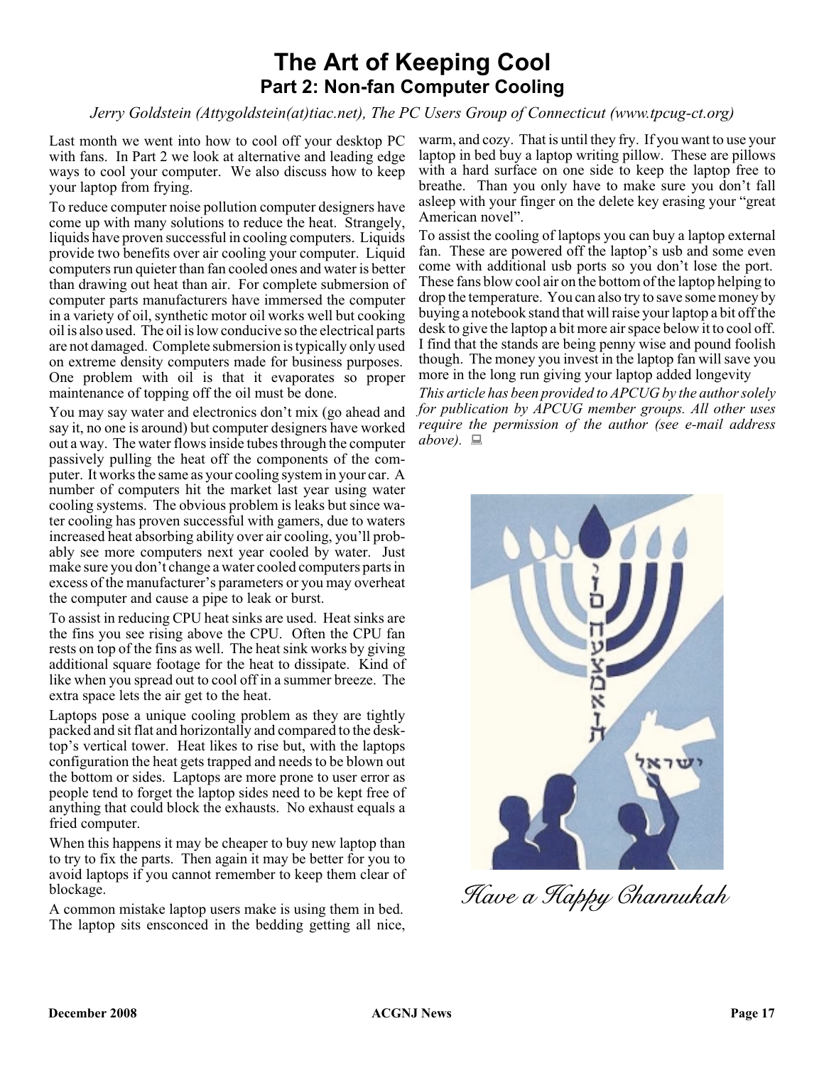# The Art of Keeping Cool

## Part 2: Non-fan Computer Cooling

*Jerry Goldstein (Attygoldstein(at)tiac.net), The PC Users Group of Connecticut (www.tpcug-ct.org)*

Last month we went into how to cool off your desktop PC with fans. In Part 2 we look at alternative and leading edge ways to cool your computer. We also discuss how to keep your laptop from frying.

To reduce computer noise pollution computer designers have come up with many solutions to reduce the heat. Strangely, liquids have proven successful in cooling computers. Liquids provide two benefits over air cooling your computer. Liquid computers run quieter than fan cooled ones and water is better than drawing out heat than air. For complete submersion of computer parts manufacturers have immersed the computer in a variety of oil, synthetic motor oil works well but cooking oil is also used. The oil is low conducive so the electrical parts are not damaged. Complete submersion is typically only used on extreme density computers made for business purposes. One problem with oil is that it evaporates so proper maintenance of topping off the oil must be done.

You may say water and electronics don't mix (go ahead and say it, no one is around) but computer designers have worked out a way. The water flows inside tubes through the computer passively pulling the heat off the components of the computer. It works the same as your cooling system in your car. A number of computers hit the market last year using water cooling systems. The obvious problem is leaks but since water cooling has proven successful with gamers, due to waters increased heat absorbing ability over air cooling, you'll probably see more computers next year cooled by water. Just make sure you don't change a water cooled computers parts in excess of the manufacturer's parameters or you may overheat the computer and cause a pipe to leak or burst.

To assist in reducing CPU heat sinks are used. Heat sinks are the fins you see rising above the CPU. Often the CPU fan rests on top of the fins as well. The heat sink works by giving additional square footage for the heat to dissipate. Kind of like when you spread out to cool off in a summer breeze. The extra space lets the air get to the heat.

Laptops pose a unique cooling problem as they are tightly packed and sit flat and horizontally and compared to the desktop's vertical tower. Heat likes to rise but, with the laptops configuration the heat gets trapped and needs to be blown out the bottom or sides. Laptops are more prone to user error as people tend to forget the laptop sides need to be kept free of anything that could block the exhausts. No exhaust equals a fried computer.

When this happens it may be cheaper to buy new laptop than to try to fix the parts. Then again it may be better for you to avoid laptops if you cannot remember to keep them clear of blockage.

A common mistake laptop users make is using them in bed. The laptop sits ensconced in the bedding getting all nice, warm, and cozy. That is until they fry. If you want to use your laptop in bed buy a laptop writing pillow. These are pillows with a hard surface on one side to keep the laptop free to breathe. Than you only have to make sure you don't fall asleep with your finger on the delete key erasing your "great American novel".

To assist the cooling of laptops you can buy a laptop external fan. These are powered off the laptop's usb and some even come with additional usb ports so you don't lose the port. These fans blow cool air on the bottom of the laptop helping to drop the temperature. You can also try to save some money by buying a notebook stand that will raise your laptop a bit off the desk to give the laptop a bit more air space below it to cool off. I find that the stands are being penny wise and pound foolish though. The money you invest in the laptop fan will save you more in the long run giving your laptop added longevity

*This article has been provided to APCUG by the author solely for publication by APCUG member groups. All other uses require the permission of the author (see e-mail address above).*

*Have a Happy Channukah*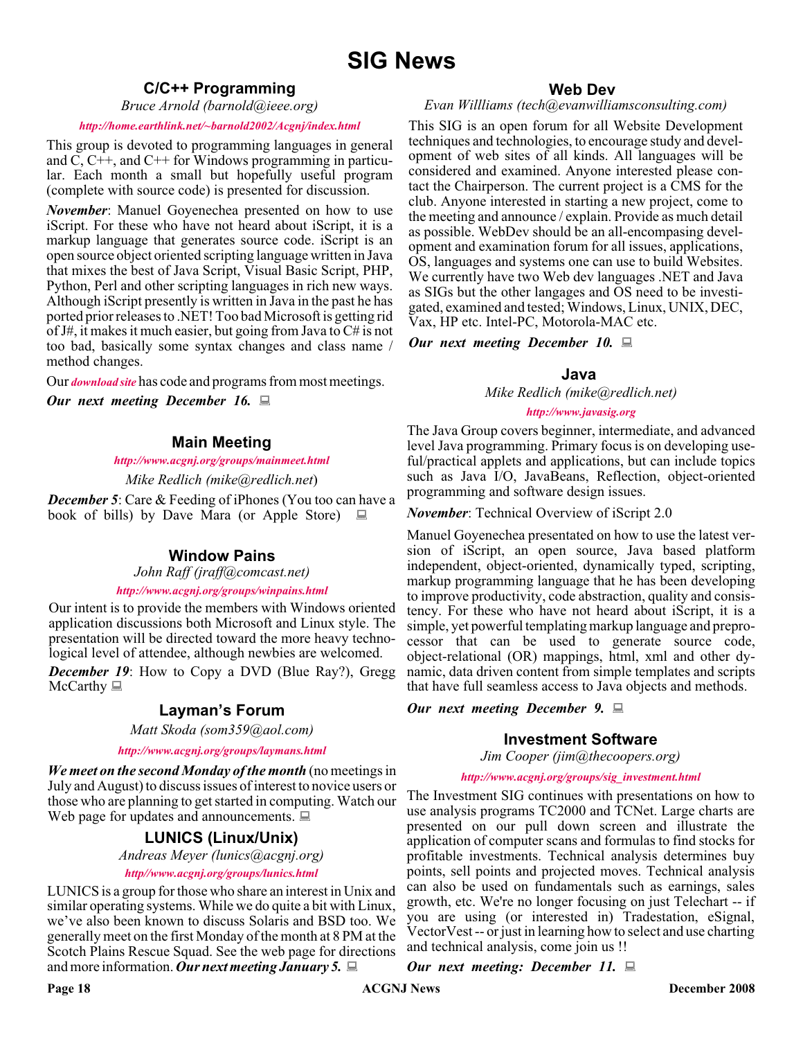# SIG News

## C/C++ Programming

*Bruce Arnold (barnold@ieee.org)*

***http://home.earthlink.net/~barnold2002/Acgnj/index.html***

This group is devoted to programming languages in general and C, C++, and C++ for Windows programming in particular. Each month a small but hopefully useful program (complete with source code) is presented for discussion.

***November***: Manuel Goyenechea presented on how to use iScript. For these who have not heard about iScript, it is a markup language that generates source code. iScript is an open source object oriented scripting language written in Java that mixes the best of Java Script, Visual Basic Script, PHP, Python, Perl and other scripting languages in rich new ways. Although iScript presently is written in Java in the past he has ported prior releases to .NET! Too bad Microsoft is getting rid of J#, it makes it much easier, but going from Java to C# is not too bad, basically some syntax changes and class name / method changes.

Our ***download site*** has code and programs from most meetings.

***Our next meeting December 16.***

## Main Meeting

***http://www.acgnj.org/groups/mainmeet.html***

*Mike Redlich (mike@redlich.net)*

***December 5***: Care & Feeding of iPhones (You too can have a book of bills) by Dave Mara (or Apple Store)

## Window Pains

*John Raff (jraff@comcast.net)*

***http://www.acgnj.org/groups/winpains.html***

Our intent is to provide the members with Windows oriented application discussions both Microsoft and Linux style. The presentation will be directed toward the more heavy technological level of attendee, although newbies are welcomed.

***December 19***: How to Copy a DVD (Blue Ray?), Gregg McCarthy

## Layman's Forum

*Matt Skoda (som359@aol.com)*

***http://www.acgnj.org/groups/laymans.html***

***We meet on the second Monday of the month*** (no meetings in July and August) to discuss issues of interest to novice users or those who are planning to get started in computing. Watch our Web page for updates and announcements.

## LUNICS (Linux/Unix)

*Andreas Meyer (lunics@acgnj.org)*

***http//www.acgnj.org/groups/lunics.html***

LUNICS is a group for those who share an interest in Unix and similar operating systems. While we do quite a bit with Linux, we've also been known to discuss Solaris and BSD too. We generally meet on the first Monday of the month at 8 PM at the Scotch Plains Rescue Squad. See the web page for directions and more information. ***Our next meeting January 5.***

## Web Dev

*Evan Willliams (tech@evanwilliamsconsulting.com)*

This SIG is an open forum for all Website Development techniques and technologies, to encourage study and development of web sites of all kinds. All languages will be considered and examined. Anyone interested please contact the Chairperson. The current project is a CMS for the club. Anyone interested in starting a new project, come to the meeting and announce / explain. Provide as much detail as possible. WebDev should be an all-encompasing development and examination forum for all issues, applications, OS, languages and systems one can use to build Websites. We currently have two Web dev languages .NET and Java as SIGs but the other langages and OS need to be investigated, examined and tested; Windows, Linux, UNIX, DEC, Vax, HP etc. Intel-PC, Motorola-MAC etc.

***Our next meeting December 10.***

## Java

*Mike Redlich (mike@redlich.net)*

***http://www.javasig.org***

The Java Group covers beginner, intermediate, and advanced level Java programming. Primary focus is on developing useful/practical applets and applications, but can include topics such as Java I/O, JavaBeans, Reflection, object-oriented programming and software design issues.

***November***: Technical Overview of iScript 2.0

Manuel Goyenechea presentated on how to use the latest version of iScript, an open source, Java based platform independent, object-oriented, dynamically typed, scripting, markup programming language that he has been developing to improve productivity, code abstraction, quality and consistency. For these who have not heard about iScript, it is a simple, yet powerful templating markup language and preprocessor that can be used to generate source code, object-relational (OR) mappings, html, xml and other dynamic, data driven content from simple templates and scripts that have full seamless access to Java objects and methods.

***Our next meeting December 9.***

## Investment Software

*Jim Cooper (jim@thecoopers.org)*

***http://www.acgnj.org/groups/sig_investment.html***

The Investment SIG continues with presentations on how to use analysis programs TC2000 and TCNet. Large charts are presented on our pull down screen and illustrate the application of computer scans and formulas to find stocks for profitable investments. Technical analysis determines buy points, sell points and projected moves. Technical analysis can also be used on fundamentals such as earnings, sales growth, etc. We're no longer focusing on just Telechart -- if you are using (or interested in) Tradestation, eSignal, VectorVest -- or just in learning how to select and use charting and technical analysis, come join us !!

***Our next meeting: December 11.***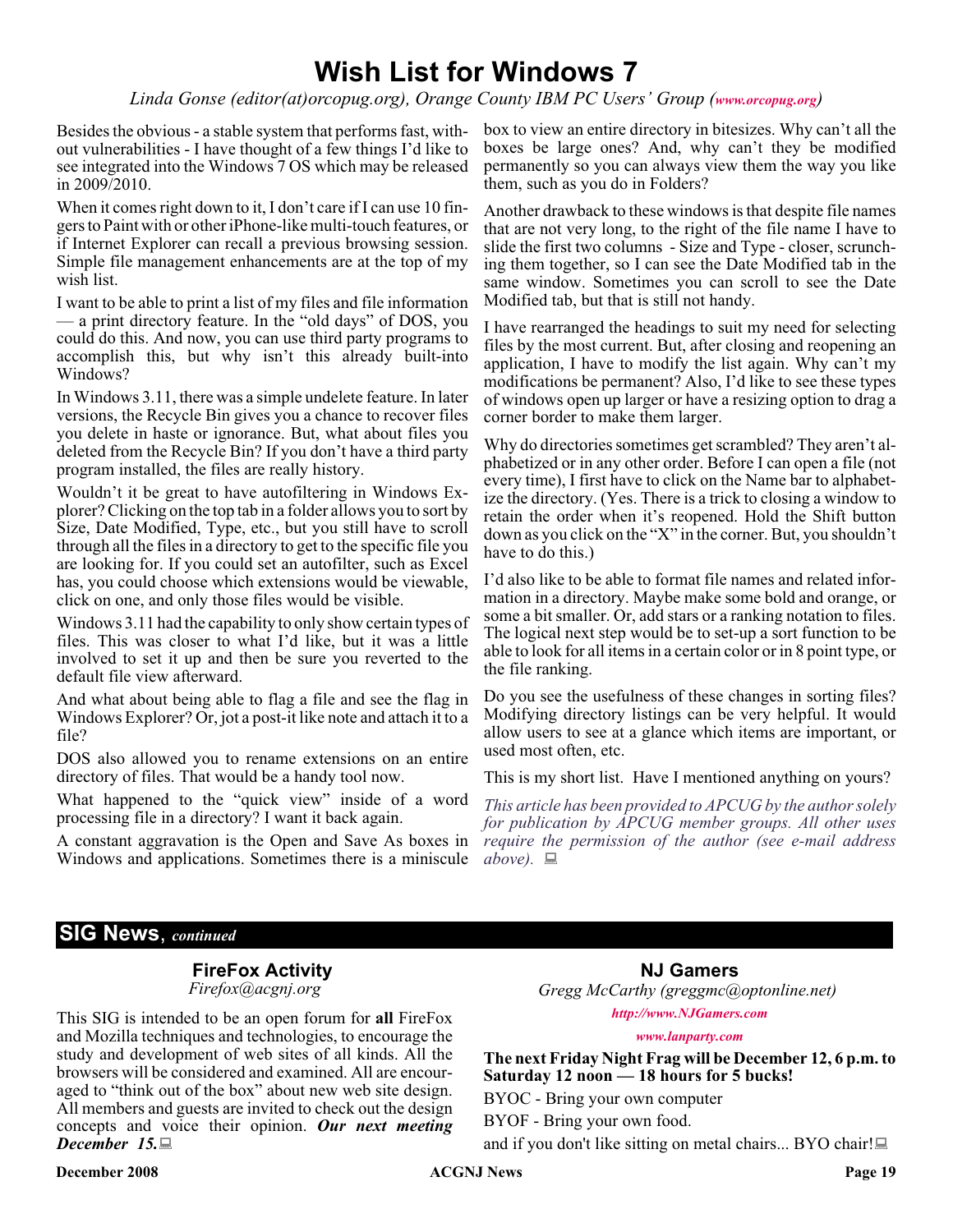# Wish List for Windows 7

*Linda Gonse (editor(at)orcopug.org), Orange County IBM PC Users' Group (www.orcopug.org)*

Besides the obvious - a stable system that performs fast, without vulnerabilities - I have thought of a few things I'd like to see integrated into the Windows 7 OS which may be released in 2009/2010.

When it comes right down to it, I don't care if I can use 10 fingers to Paint with or other iPhone-like multi-touch features, or if Internet Explorer can recall a previous browsing session. Simple file management enhancements are at the top of my wish list.

I want to be able to print a list of my files and file information — a print directory feature. In the "old days" of DOS, you could do this. And now, you can use third party programs to accomplish this, but why isn't this already built-into Windows?

In Windows 3.11, there was a simple undelete feature. In later versions, the Recycle Bin gives you a chance to recover files you delete in haste or ignorance. But, what about files you deleted from the Recycle Bin? If you don't have a third party program installed, the files are really history.

Wouldn't it be great to have autofiltering in Windows Explorer? Clicking on the top tab in a folder allows you to sort by Size, Date Modified, Type, etc., but you still have to scroll through all the files in a directory to get to the specific file you are looking for. If you could set an autofilter, such as Excel has, you could choose which extensions would be viewable, click on one, and only those files would be visible.

Windows 3.11 had the capability to only show certain types of files. This was closer to what I'd like, but it was a little involved to set it up and then be sure you reverted to the default file view afterward.

And what about being able to flag a file and see the flag in Windows Explorer? Or, jot a post-it like note and attach it to a file?

DOS also allowed you to rename extensions on an entire directory of files. That would be a handy tool now.

What happened to the "quick view" inside of a word processing file in a directory? I want it back again.

A constant aggravation is the Open and Save As boxes in Windows and applications. Sometimes there is a miniscule box to view an entire directory in bitesizes. Why can't all the boxes be large ones? And, why can't they be modified permanently so you can always view them the way you like them, such as you do in Folders?

Another drawback to these windows is that despite file names that are not very long, to the right of the file name I have to slide the first two columns - Size and Type - closer, scrunching them together, so I can see the Date Modified tab in the same window. Sometimes you can scroll to see the Date Modified tab, but that is still not handy.

I have rearranged the headings to suit my need for selecting files by the most current. But, after closing and reopening an application, I have to modify the list again. Why can't my modifications be permanent? Also, I'd like to see these types of windows open up larger or have a resizing option to drag a corner border to make them larger.

Why do directories sometimes get scrambled? They aren't alphabetized or in any other order. Before I can open a file (not every time), I first have to click on the Name bar to alphabetize the directory. (Yes. There is a trick to closing a window to retain the order when it's reopened. Hold the Shift button down as you click on the "X" in the corner. But, you shouldn't have to do this.)

I'd also like to be able to format file names and related information in a directory. Maybe make some bold and orange, or some a bit smaller. Or, add stars or a ranking notation to files. The logical next step would be to set-up a sort function to be able to look for all items in a certain color or in 8 point type, or the file ranking.

Do you see the usefulness of these changes in sorting files? Modifying directory listings can be very helpful. It would allow users to see at a glance which items are important, or used most often, etc.

This is my short list. Have I mentioned anything on yours?

*This article has been provided to APCUG by the author solely for publication by APCUG member groups. All other uses require the permission of the author (see e-mail address above).*

## SIG News, *continued*

### FireFox Activity

*Firefox@acgnj.org*

This SIG is intended to be an open forum for **all** FireFox and Mozilla techniques and technologies, to encourage the study and development of web sites of all kinds. All the browsers will be considered and examined. All are encouraged to "think out of the box" about new web site design. All members and guests are invited to check out the design concepts and voice their opinion. ***Our next meeting December 15.***

### NJ Gamers

*Gregg McCarthy (greggmc@optonline.net)*

*http://www.NJGamers.com*

*www.lanparty.com*

**The next Friday Night Frag will be December 12, 6 p.m. to Saturday 12 noon — 18 hours for 5 bucks!**

BYOC - Bring your own computer

BYOF - Bring your own food.

and if you don't like sitting on metal chairs... BYO chair!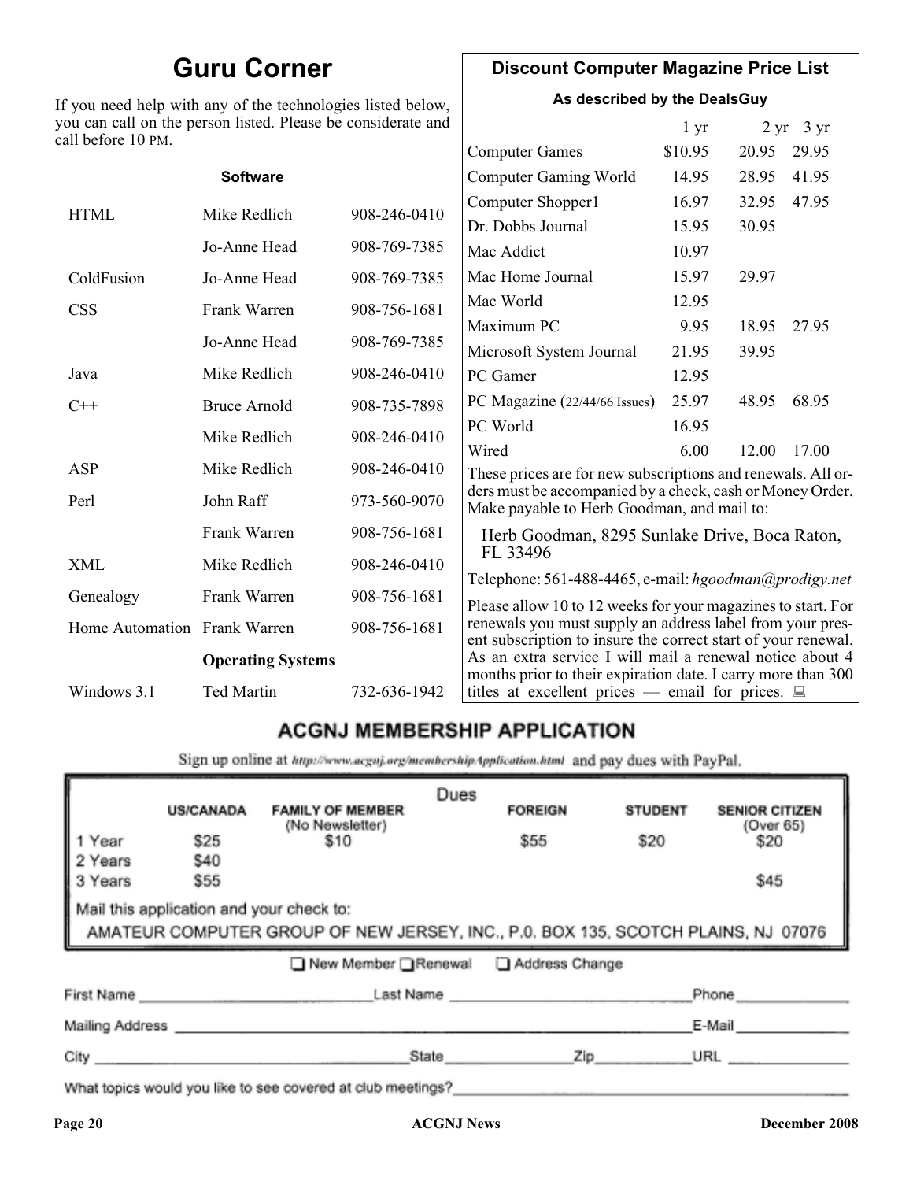# Guru Corner

If you need help with any of the technologies listed below, you can call on the person listed. Please be considerate and call before 10 PM.

**Software**

| | | |
|---|---|---|
| HTML | Mike Redlich | 908-246-0410 |
| | Jo-Anne Head | 908-769-7385 |
| ColdFusion | Jo-Anne Head | 908-769-7385 |
| CSS | Frank Warren | 908-756-1681 |
| | Jo-Anne Head | 908-769-7385 |
| Java | Mike Redlich | 908-246-0410 |
| C++ | Bruce Arnold | 908-735-7898 |
| | Mike Redlich | 908-246-0410 |
| ASP | Mike Redlich | 908-246-0410 |
| Perl | John Raff | 973-560-9070 |
| | Frank Warren | 908-756-1681 |
| XML | Mike Redlich | 908-246-0410 |
| Genealogy | Frank Warren | 908-756-1681 |
| Home Automation | Frank Warren | 908-756-1681 |
| | **Operating Systems** | |
| Windows 3.1 | Ted Martin | 732-636-1942 |

## Discount Computer Magazine Price List

**As described by the DealsGuy**

| | 1 yr | 2 yr | 3 yr |
|---|---|---|---|
| Computer Games | $10.95 | 20.95 | 29.95 |
| Computer Gaming World | 14.95 | 28.95 | 41.95 |
| Computer Shopper1 | 16.97 | 32.95 | 47.95 |
| Dr. Dobbs Journal | 15.95 | 30.95 | |
| Mac Addict | 10.97 | | |
| Mac Home Journal | 15.97 | 29.97 | |
| Mac World | 12.95 | | |
| Maximum PC | 9.95 | 18.95 | 27.95 |
| Microsoft System Journal | 21.95 | 39.95 | |
| PC Gamer | 12.95 | | |
| PC Magazine (22/44/66 Issues) | 25.97 | 48.95 | 68.95 |
| PC World | 16.95 | | |
| Wired | 6.00 | 12.00 | 17.00 |

These prices are for new subscriptions and renewals. All orders must be accompanied by a check, cash or Money Order. Make payable to Herb Goodman, and mail to:

Herb Goodman, 8295 Sunlake Drive, Boca Raton, FL 33496

Telephone: 561-488-4465, e-mail: *hgoodman@prodigy.net*

Please allow 10 to 12 weeks for your magazines to start. For renewals you must supply an address label from your present subscription to insure the correct start of your renewal. As an extra service I will mail a renewal notice about 4 months prior to their expiration date. I carry more than 300 titles at excellent prices — email for prices.

## ACGNJ MEMBERSHIP APPLICATION

Sign up online at http://www.acgnj.org/membershipApplication.html and pay dues with PayPal.

**Dues**

| | US/CANADA | FAMILY OF MEMBER (No Newsletter) | FOREIGN | STUDENT | SENIOR CITIZEN (Over 65) |
|---|---|---|---|---|---|
| 1 Year | $25 | $10 | $55 | $20 | $20 |
| 2 Years | $40 | | | | |
| 3 Years | $55 | | | | $45 |

Mail this application and your check to:

AMATEUR COMPUTER GROUP OF NEW JERSEY, INC., P.0. BOX 135, SCOTCH PLAINS, NJ 07076

❑ New Member ❑ Renewal ❑ Address Change

First Name ______________ Last Name ______________ Phone ______________

Mailing Address ______________ E-Mail ______________

City ______________ State ______________ Zip ______________ URL ______________

What topics would you like to see covered at club meetings? ______________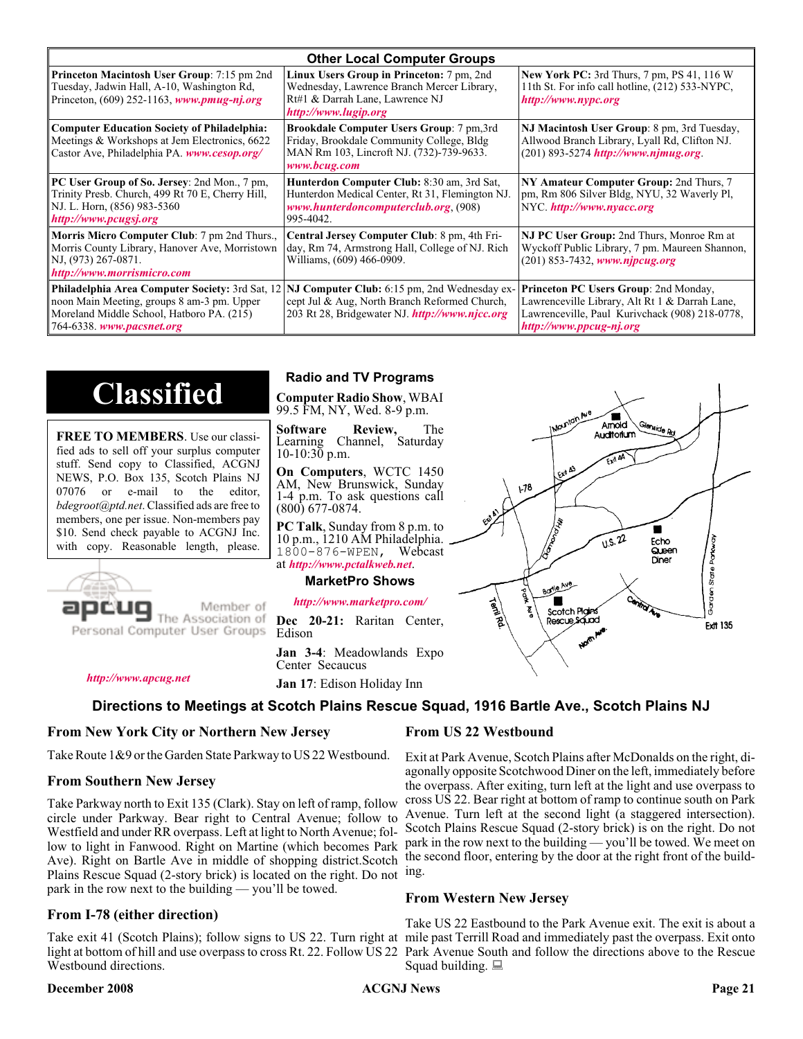## Other Local Computer Groups

| | | |
|---|---|---|
| **Princeton Macintosh User Group**: 7:15 pm 2nd Tuesday, Jadwin Hall, A-10, Washington Rd, Princeton, (609) 252-1163, ***www.pmug-nj.org*** | **Linux Users Group in Princeton:** 7 pm, 2nd Wednesday, Lawrence Branch Mercer Library, Rt#1 & Darrah Lane, Lawrence NJ ***http://www.lugip.org*** | **New York PC:** 3rd Thurs, 7 pm, PS 41, 116 W 11th St. For info call hotline, (212) 533-NYPC, ***http://www.nypc.org*** |
| **Computer Education Society of Philadelphia:** Meetings & Workshops at Jem Electronics, 6622 Castor Ave, Philadelphia PA. ***www.cesop.org/*** | **Brookdale Computer Users Group**: 7 pm,3rd Friday, Brookdale Community College, Bldg MAN Rm 103, Lincroft NJ. (732)-739-9633. ***www.bcug.com*** | **NJ Macintosh User Group**: 8 pm, 3rd Tuesday, Allwood Branch Library, Lyall Rd, Clifton NJ. (201) 893-5274 ***http://www.njmug.org***. |
| **PC User Group of So. Jersey**: 2nd Mon., 7 pm, Trinity Presb. Church, 499 Rt 70 E, Cherry Hill, NJ. L. Horn, (856) 983-5360 ***http://www.pcugsj.org*** | **Hunterdon Computer Club:** 8:30 am, 3rd Sat, Hunterdon Medical Center, Rt 31, Flemington NJ. ***www.hunterdoncomputerclub.org***, (908) 995-4042. | **NY Amateur Computer Group:** 2nd Thurs, 7 pm, Rm 806 Silver Bldg, NYU, 32 Waverly Pl, NYC. ***http://www.nyacc.org*** |
| **Morris Micro Computer Club**: 7 pm 2nd Thurs., Morris County Library, Hanover Ave, Morristown NJ, (973) 267-0871. ***http://www.morrismicro.com*** | **Central Jersey Computer Club**: 8 pm, 4th Friday, Rm 74, Armstrong Hall, College of NJ. Rich Williams, (609) 466-0909. | **NJ PC User Group:** 2nd Thurs, Monroe Rm at Wyckoff Public Library, 7 pm. Maureen Shannon, (201) 853-7432, ***www.njpcug.org*** |
| **Philadelphia Area Computer Society:** 3rd Sat, 12 noon Main Meeting, groups 8 am-3 pm. Upper Moreland Middle School, Hatboro PA. (215) 764-6338. ***www.pacsnet.org*** | **NJ Computer Club:** 6:15 pm, 2nd Wednesday except Jul & Aug, North Branch Reformed Church, 203 Rt 28, Bridgewater NJ. ***http://www.njcc.org*** | **Princeton PC Users Group**: 2nd Monday, Lawrenceville Library, Alt Rt 1 & Darrah Lane, Lawrenceville, Paul Kurivchack (908) 218-0778, ***http://www.ppcug-nj.org*** |

# Classified

**FREE TO MEMBERS**. Use our classified ads to sell off your surplus computer stuff. Send copy to Classified, ACGNJ NEWS, P.O. Box 135, Scotch Plains NJ 07076 or e-mail to the editor, *bdegroot@ptd.net*. Classified ads are free to members, one per issue. Non-members pay $10. Send check payable to ACGNJ Inc. with copy. Reasonable length, please.

apcug Member of The Association of Personal Computer User Groups

***http://www.apcug.net***

### Radio and TV Programs

**Computer Radio Show**, WBAI 99.5 FM, NY, Wed. 8-9 p.m.

**Software Review,** The Learning Channel, Saturday 10-10:30 p.m.

**On Computers**, WCTC 1450 AM, New Brunswick, Sunday 1-4 p.m. To ask questions call (800) 677-0874.

**PC Talk**, Sunday from 8 p.m. to 10 p.m., 1210 AM Philadelphia. 1800-876-WPEN, Webcast at ***http://www.pctalkweb.net***.

### MarketPro Shows

***http://www.marketpro.com/***

**Dec 20-21:** Raritan Center, Edison

**Jan 3-4**: Meadowlands Expo Center Secaucus

**Jan 17**: Edison Holiday Inn

## Directions to Meetings at Scotch Plains Rescue Squad, 1916 Bartle Ave., Scotch Plains NJ

### From New York City or Northern New Jersey

Take Route 1&9 or the Garden State Parkway to US 22 Westbound.

### From Southern New Jersey

Take Parkway north to Exit 135 (Clark). Stay on left of ramp, follow circle under Parkway. Bear right to Central Avenue; follow to Westfield and under RR overpass. Left at light to North Avenue; follow to light in Fanwood. Right on Martine (which becomes Park Ave). Right on Bartle Ave in middle of shopping district.Scotch Plains Rescue Squad (2-story brick) is located on the right. Do not park in the row next to the building — you'll be towed.

### From I-78 (either direction)

Take exit 41 (Scotch Plains); follow signs to US 22. Turn right at light at bottom of hill and use overpass to cross Rt. 22. Follow US 22 Westbound directions.

### From US 22 Westbound

Exit at Park Avenue, Scotch Plains after McDonalds on the right, diagonally opposite Scotchwood Diner on the left, immediately before the overpass. After exiting, turn left at the light and use overpass to cross US 22. Bear right at bottom of ramp to continue south on Park Avenue. Turn left at the second light (a staggered intersection). Scotch Plains Rescue Squad (2-story brick) is on the right. Do not park in the row next to the building — you'll be towed. We meet on the second floor, entering by the door at the right front of the building.

### From Western New Jersey

Take US 22 Eastbound to the Park Avenue exit. The exit is about a mile past Terrill Road and immediately past the overpass. Exit onto Park Avenue South and follow the directions above to the Rescue Squad building.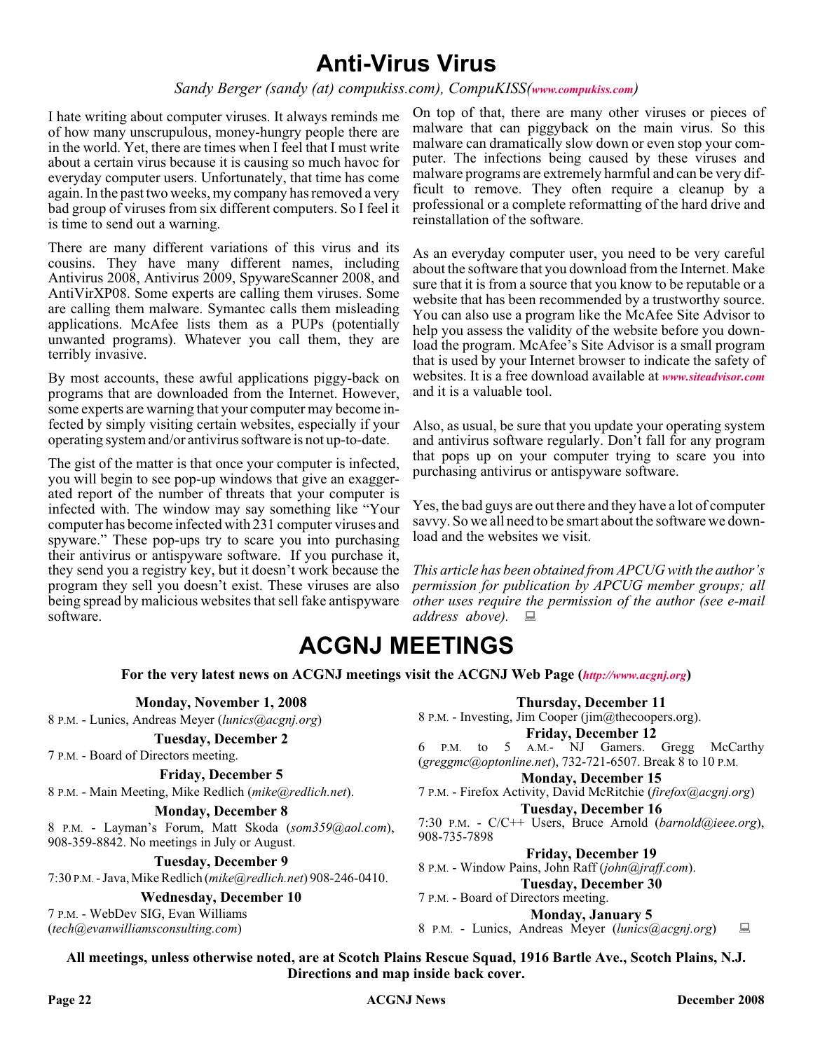# Anti-Virus Virus

*Sandy Berger (sandy (at) compukiss.com), CompuKISS(www.compukiss.com)*

I hate writing about computer viruses. It always reminds me of how many unscrupulous, money-hungry people there are in the world. Yet, there are times when I feel that I must write about a certain virus because it is causing so much havoc for everyday computer users. Unfortunately, that time has come again. In the past two weeks, my company has removed a very bad group of viruses from six different computers. So I feel it is time to send out a warning.

There are many different variations of this virus and its cousins. They have many different names, including Antivirus 2008, Antivirus 2009, SpywareScanner 2008, and AntiVirXP08. Some experts are calling them viruses. Some are calling them malware. Symantec calls them misleading applications. McAfee lists them as a PUPs (potentially unwanted programs). Whatever you call them, they are terribly invasive.

By most accounts, these awful applications piggy-back on programs that are downloaded from the Internet. However, some experts are warning that your computer may become infected by simply visiting certain websites, especially if your operating system and/or antivirus software is not up-to-date.

The gist of the matter is that once your computer is infected, you will begin to see pop-up windows that give an exaggerated report of the number of threats that your computer is infected with. The window may say something like "Your computer has become infected with 231 computer viruses and spyware." These pop-ups try to scare you into purchasing their antivirus or antispyware software. If you purchase it, they send you a registry key, but it doesn't work because the program they sell you doesn't exist. These viruses are also being spread by malicious websites that sell fake antispyware software.

On top of that, there are many other viruses or pieces of malware that can piggyback on the main virus. So this malware can dramatically slow down or even stop your computer. The infections being caused by these viruses and malware programs are extremely harmful and can be very difficult to remove. They often require a cleanup by a professional or a complete reformatting of the hard drive and reinstallation of the software.

As an everyday computer user, you need to be very careful about the software that you download from the Internet. Make sure that it is from a source that you know to be reputable or a website that has been recommended by a trustworthy source. You can also use a program like the McAfee Site Advisor to help you assess the validity of the website before you download the program. McAfee's Site Advisor is a small program that is used by your Internet browser to indicate the safety of websites. It is a free download available at *www.siteadvisor.com* and it is a valuable tool.

Also, as usual, be sure that you update your operating system and antivirus software regularly. Don't fall for any program that pops up on your computer trying to scare you into purchasing antivirus or antispyware software.

Yes, the bad guys are out there and they have a lot of computer savvy. So we all need to be smart about the software we download and the websites we visit.

*This article has been obtained from APCUG with the author's permission for publication by APCUG member groups; all other uses require the permission of the author (see e-mail address above).*

# ACGNJ MEETINGS

**For the very latest news on ACGNJ meetings visit the ACGNJ Web Page (*http://www.acgnj.org*)**

**Monday, November 1, 2008**
8 P.M. - Lunics, Andreas Meyer (*lunics@acgnj.org*)

**Tuesday, December 2**
7 P.M. - Board of Directors meeting.

**Friday, December 5**
8 P.M. - Main Meeting, Mike Redlich (*mike@redlich.net*).

**Monday, December 8**
8 P.M. - Layman's Forum, Matt Skoda (*som359@aol.com*), 908-359-8842. No meetings in July or August.

**Tuesday, December 9**
7:30 P.M. - Java, Mike Redlich (*mike@redlich.net*) 908-246-0410.

**Wednesday, December 10**
7 P.M. - WebDev SIG, Evan Williams (*tech@evanwilliamsconsulting.com*)

**Thursday, December 11**
8 P.M. - Investing, Jim Cooper (jim@thecoopers.org).

**Friday, December 12**
6 P.M. to 5 A.M.- NJ Gamers. Gregg McCarthy (*greggmc@optonline.net*), 732-721-6507. Break 8 to 10 P.M.

**Monday, December 15**
7 P.M. - Firefox Activity, David McRitchie (*firefox@acgnj.org*)

**Tuesday, December 16**
7:30 P.M. - C/C++ Users, Bruce Arnold (*barnold@ieee.org*), 908-735-7898

**Friday, December 19**
8 P.M. - Window Pains, John Raff (*john@jraff.com*).

**Tuesday, December 30**
7 P.M. - Board of Directors meeting.

**Monday, January 5**
8 P.M. - Lunics, Andreas Meyer (*lunics@acgnj.org*)

**All meetings, unless otherwise noted, are at Scotch Plains Rescue Squad, 1916 Bartle Ave., Scotch Plains, N.J. Directions and map inside back cover.**